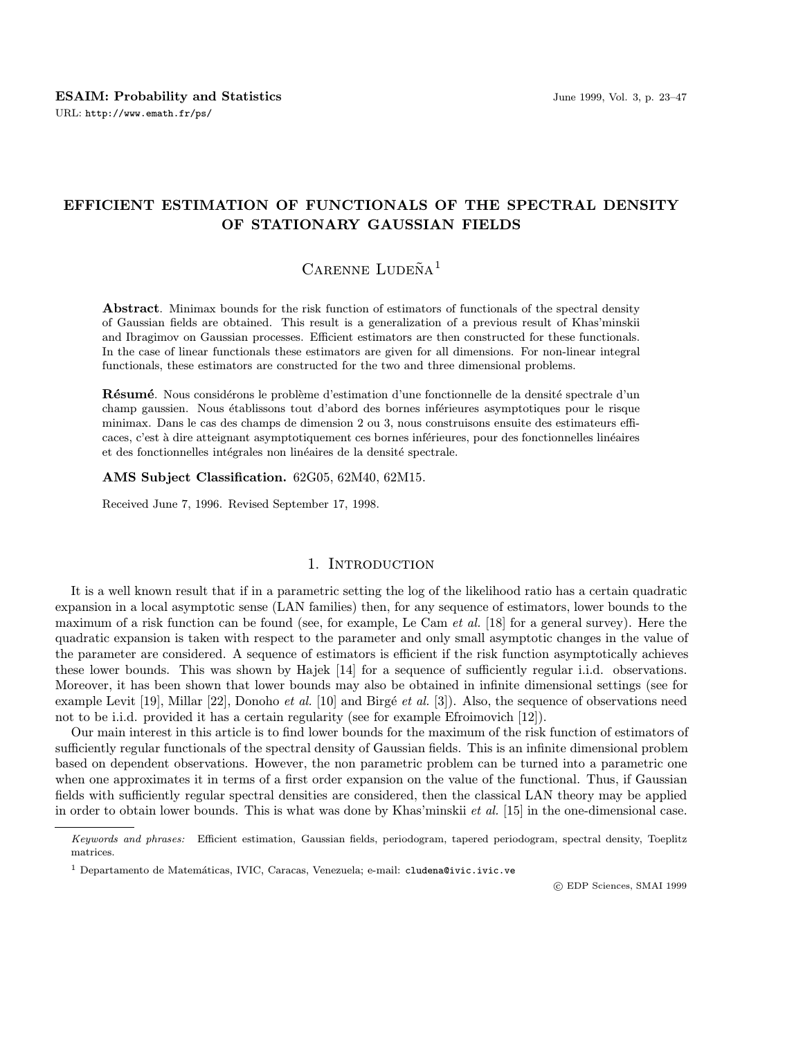# EFFICIENT ESTIMATION OF FUNCTIONALS OF THE SPECTRAL DENSITY OF STATIONARY GAUSSIAN FIELDS

Carenne Ludeña [1]

**Abstract**. Minimax bounds for the risk function of estimators of functionals of the spectral density of Gaussian fields are obtained. This result is a generalization of a previous result of Khas'minskii and Ibragimov on Gaussian processes. Efficient estimators are then constructed for these functionals. In the case of linear functionals these estimators are given for all dimensions. For non-linear integral functionals, these estimators are constructed for the two and three dimensional problems.

**Résumé**. Nous considérons le problème d'estimation d'une fonctionnelle de la densité spectrale d'un champ gaussien. Nous établissons tout d'abord des bornes inférieures asymptotiques pour le risque minimax. Dans le cas des champs de dimension 2 ou 3, nous construisons ensuite des estimateurs efficaces, c'est à dire atteignant asymptotiquement ces bornes inférieures, pour des fonctionnelles linéaires et des fonctionnelles intégrales non linéaires de la densité spectrale.

**AMS Subject Classification.** 62G05, 62M40, 62M15.

Received June 7, 1996. Revised September 17, 1998.

## 1. Introduction

It is a well known result that if in a parametric setting the log of the likelihood ratio has a certain quadratic expansion in a local asymptotic sense (LAN families) then, for any sequence of estimators, lower bounds to the maximum of a risk function can be found (see, for example, Le Cam *et al.* [18] for a general survey). Here the quadratic expansion is taken with respect to the parameter and only small asymptotic changes in the value of the parameter are considered. A sequence of estimators is efficient if the risk function asymptotically achieves these lower bounds. This was shown by Hajek [14] for a sequence of sufficiently regular i.i.d. observations. Moreover, it has been shown that lower bounds may also be obtained in infinite dimensional settings (see for example Levit [19], Millar [22], Donoho *et al.* [10] and Birgé *et al.* [3]). Also, the sequence of observations need not to be i.i.d. provided it has a certain regularity (see for example Efroimovich [12]).

Our main interest in this article is to find lower bounds for the maximum of the risk function of estimators of sufficiently regular functionals of the spectral density of Gaussian fields. This is an infinite dimensional problem based on dependent observations. However, the non parametric problem can be turned into a parametric one when one approximates it in terms of a first order expansion on the value of the functional. Thus, if Gaussian fields with sufficiently regular spectral densities are considered, then the classical LAN theory may be applied in order to obtain lower bounds. This is what was done by Khas'minskii *et al.* [15] in the one-dimensional case.

---

*Keywords and phrases:* Efficient estimation, Gaussian fields, periodogram, tapered periodogram, spectral density, Toeplitz matrices.

[1] Departamento de Matemáticas, IVIC, Caracas, Venezuela; e-mail: cludena@ivic.ivic.ve

© EDP Sciences, SMAI 1999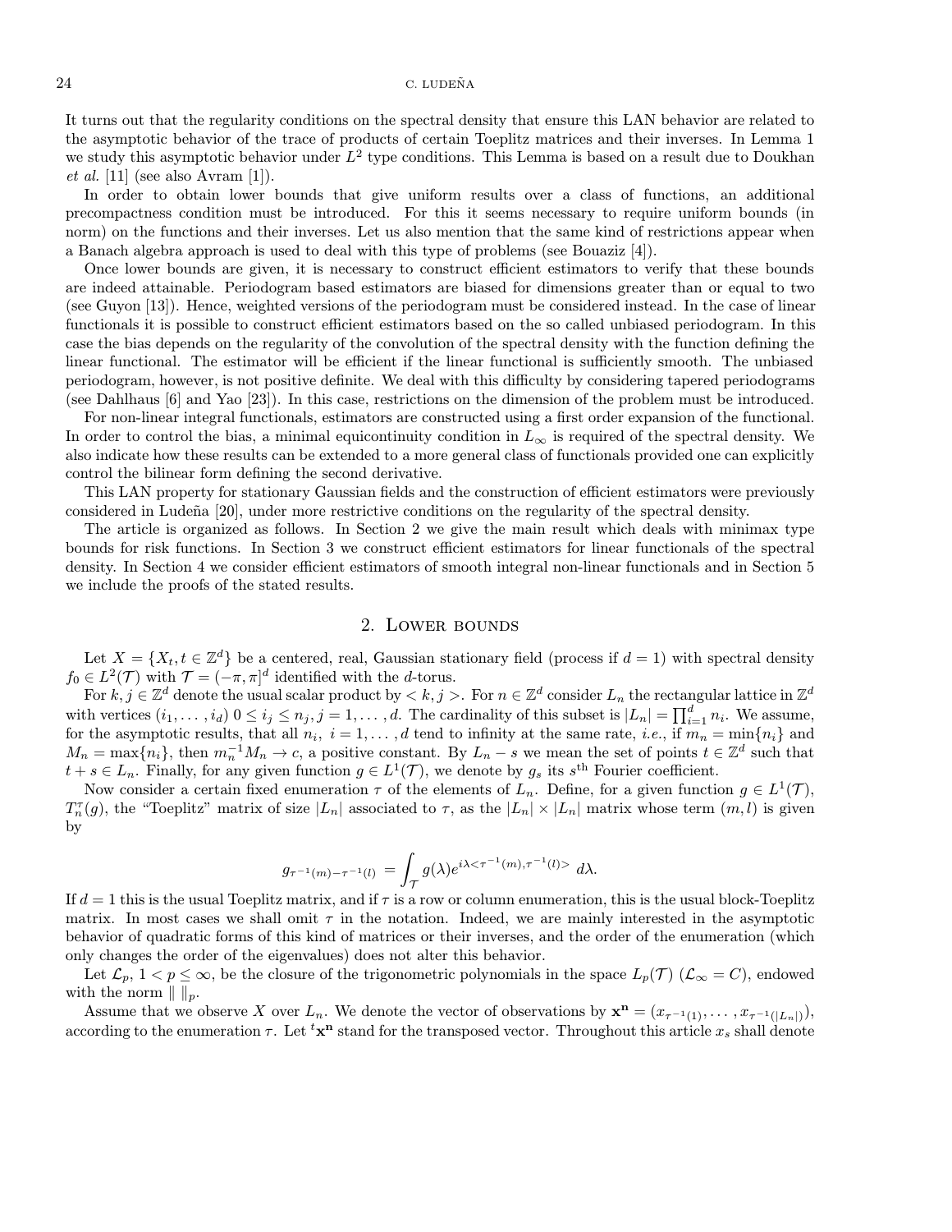It turns out that the regularity conditions on the spectral density that ensure this LAN behavior are related to the asymptotic behavior of the trace of products of certain Toeplitz matrices and their inverses. In Lemma 1 we study this asymptotic behavior under $L^2$ type conditions. This Lemma is based on a result due to Doukhan *et al.* [11] (see also Avram [1]).

In order to obtain lower bounds that give uniform results over a class of functions, an additional precompactness condition must be introduced. For this it seems necessary to require uniform bounds (in norm) on the functions and their inverses. Let us also mention that the same kind of restrictions appear when a Banach algebra approach is used to deal with this type of problems (see Bouaziz [4]).

Once lower bounds are given, it is necessary to construct efficient estimators to verify that these bounds are indeed attainable. Periodogram based estimators are biased for dimensions greater than or equal to two (see Guyon [13]). Hence, weighted versions of the periodogram must be considered instead. In the case of linear functionals it is possible to construct efficient estimators based on the so called unbiased periodogram. In this case the bias depends on the regularity of the convolution of the spectral density with the function defining the linear functional. The estimator will be efficient if the linear functional is sufficiently smooth. The unbiased periodogram, however, is not positive definite. We deal with this difficulty by considering tapered periodograms (see Dahlhaus [6] and Yao [23]). In this case, restrictions on the dimension of the problem must be introduced.

For non-linear integral functionals, estimators are constructed using a first order expansion of the functional. In order to control the bias, a minimal equicontinuity condition in $L_\infty$ is required of the spectral density. We also indicate how these results can be extended to a more general class of functionals provided one can explicitly control the bilinear form defining the second derivative.

This LAN property for stationary Gaussian fields and the construction of efficient estimators were previously considered in Ludeña [20], under more restrictive conditions on the regularity of the spectral density.

The article is organized as follows. In Section 2 we give the main result which deals with minimax type bounds for risk functions. In Section 3 we construct efficient estimators for linear functionals of the spectral density. In Section 4 we consider efficient estimators of smooth integral non-linear functionals and in Section 5 we include the proofs of the stated results.

## 2. Lower bounds

Let $X = \{X_t, t \in \mathbb{Z}^d\}$ be a centered, real, Gaussian stationary field (process if $d = 1$) with spectral density $f_0 \in L^2(\mathcal{T})$ with $\mathcal{T} = (-\pi, \pi]^d$ identified with the $d$-torus.

For $k, j \in \mathbb{Z}^d$ denote the usual scalar product by $< k, j >$. For $n \in \mathbb{Z}^d$ consider $L_n$ the rectangular lattice in $\mathbb{Z}^d$ with vertices $(i_1, \dots, i_d)$ $0 \le i_j \le n_j, j = 1, \dots, d$. The cardinality of this subset is $|L_n| = \prod_{i=1}^d n_i$. We assume, for the asymptotic results, that all $n_i$, $i = 1, \dots, d$ tend to infinity at the same rate, *i.e.*, if $m_n = \min\{n_i\}$ and $M_n = \max\{n_i\}$, then $m_n^{-1} M_n \to c$, a positive constant. By $L_n - s$ we mean the set of points $t \in \mathbb{Z}^d$ such that $t + s \in L_n$. Finally, for any given function $g \in L^1(\mathcal{T})$, we denote by $g_s$ its $s^{\text{th}}$ Fourier coefficient.

Now consider a certain fixed enumeration $\tau$ of the elements of $L_n$. Define, for a given function $g \in L^1(\mathcal{T})$, $T_n^\tau(g)$, the "Toeplitz" matrix of size $|L_n|$ associated to $\tau$, as the $|L_n| \times |L_n|$ matrix whose term $(m, l)$ is given by

$$g_{\tau^{-1}(m) - \tau^{-1}(l)} = \int_{\mathcal{T}} g(\lambda) e^{i\lambda < \tau^{-1}(m), \tau^{-1}(l)>} \, d\lambda.$$

If $d = 1$ this is the usual Toeplitz matrix, and if $\tau$ is a row or column enumeration, this is the usual block-Toeplitz matrix. In most cases we shall omit $\tau$ in the notation. Indeed, we are mainly interested in the asymptotic behavior of quadratic forms of this kind of matrices or their inverses, and the order of the enumeration (which only changes the order of the eigenvalues) does not alter this behavior.

Let $\mathcal{L}_p$, $1 < p \le \infty$, be the closure of the trigonometric polynomials in the space $L_p(\mathcal{T})$ ($\mathcal{L}_\infty = C$), endowed with the norm $\| \, \|_p$.

Assume that we observe $X$ over $L_n$. We denote the vector of observations by $\mathbf{x^n} = (x_{\tau^{-1}(1)}, \dots, x_{\tau^{-1}(|L_n|)})$, according to the enumeration $\tau$. Let ${}^t\mathbf{x^n}$ stand for the transposed vector. Throughout this article $x_s$ shall denote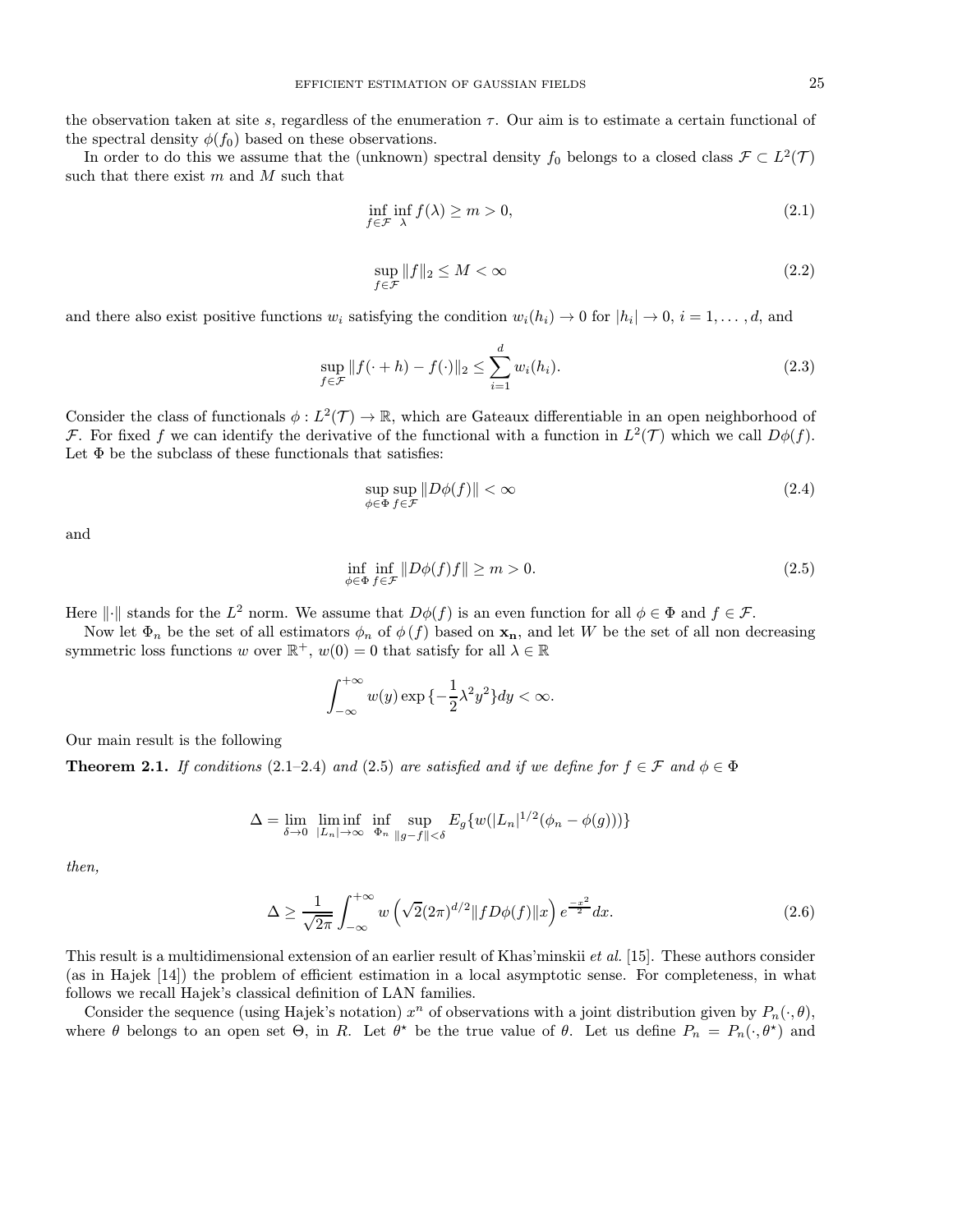the observation taken at site $s$, regardless of the enumeration $\tau$. Our aim is to estimate a certain functional of the spectral density $\phi(f_0)$ based on these observations.

In order to do this we assume that the (unknown) spectral density $f_0$ belongs to a closed class $\mathcal{F} \subset L^2(\mathcal{T})$ such that there exist $m$ and $M$ such that

$$\inf_{f \in \mathcal{F}} \inf_{\lambda} f(\lambda) \geq m > 0, \tag{2.1}$$

$$\sup_{f \in \mathcal{F}} \|f\|_2 \leq M < \infty \tag{2.2}$$

and there also exist positive functions $w_i$ satisfying the condition $w_i(h_i) \to 0$ for $|h_i| \to 0$, $i = 1, \ldots, d$, and

$$\sup_{f \in \mathcal{F}} \|f(\cdot + h) - f(\cdot)\|_2 \leq \sum_{i=1}^{d} w_i(h_i). \tag{2.3}$$

Consider the class of functionals $\phi : L^2(\mathcal{T}) \to \mathbb{R}$, which are Gateaux differentiable in an open neighborhood of $\mathcal{F}$. For fixed $f$ we can identify the derivative of the functional with a function in $L^2(\mathcal{T})$ which we call $D\phi(f)$. Let $\Phi$ be the subclass of these functionals that satisfies:

$$\sup_{\phi \in \Phi} \sup_{f \in \mathcal{F}} \|D\phi(f)\| < \infty \tag{2.4}$$

and

$$\inf_{\phi \in \Phi} \inf_{f \in \mathcal{F}} \|D\phi(f) f\| \geq m > 0. \tag{2.5}$$

Here $\|\cdot\|$ stands for the $L^2$ norm. We assume that $D\phi(f)$ is an even function for all $\phi \in \Phi$ and $f \in \mathcal{F}$.

Now let $\Phi_n$ be the set of all estimators $\phi_n$ of $\phi(f)$ based on $\mathbf{x_n}$, and let $W$ be the set of all non decreasing symmetric loss functions $w$ over $\mathbb{R}^+$, $w(0) = 0$ that satisfy for all $\lambda \in \mathbb{R}$

$$\int_{-\infty}^{+\infty} w(y) \exp\{-\frac{1}{2}\lambda^2 y^2\} dy < \infty.$$

Our main result is the following

**Theorem 2.1.** *If conditions* (2.1–2.4) *and* (2.5) *are satisfied and if we define for $f \in \mathcal{F}$ and $\phi \in \Phi$*

$$\Delta = \lim_{\delta \to 0} \liminf_{|L_n| \to \infty} \inf_{\Phi_n} \sup_{\|g - f\| < \delta} E_g\{w(|L_n|^{1/2}(\phi_n - \phi(g)))\}$$

*then,*

$$\Delta \geq \frac{1}{\sqrt{2\pi}} \int_{-\infty}^{+\infty} w\left(\sqrt{2}(2\pi)^{d/2} \|f D\phi(f)\| x\right) e^{\frac{-x^2}{2}} dx. \tag{2.6}$$

This result is a multidimensional extension of an earlier result of Khas'minskii *et al.* [15]. These authors consider (as in Hajek [14]) the problem of efficient estimation in a local asymptotic sense. For completeness, in what follows we recall Hajek's classical definition of LAN families.

Consider the sequence (using Hajek's notation) $x^n$ of observations with a joint distribution given by $P_n(\cdot, \theta)$, where $\theta$ belongs to an open set $\Theta$, in $R$. Let $\theta^\star$ be the true value of $\theta$. Let us define $P_n = P_n(\cdot, \theta^\star)$ and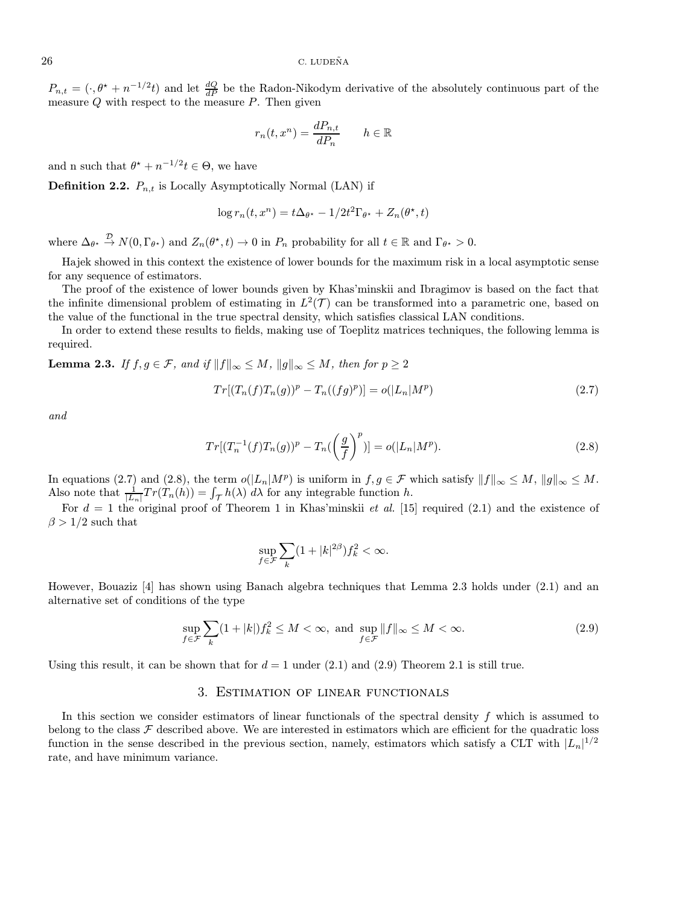$P_{n,t} = (\cdot, \theta^\star + n^{-1/2}t)$ and let $\frac{dQ}{dP}$ be the Radon-Nikodym derivative of the absolutely continuous part of the measure $Q$ with respect to the measure $P$. Then given

$$r_n(t, x^n) = \frac{dP_{n,t}}{dP_n} \qquad h \in \mathbb{R}$$

and n such that $\theta^\star + n^{-1/2}t \in \Theta$, we have

**Definition 2.2.** $P_{n,t}$ is Locally Asymptotically Normal (LAN) if

$$\log r_n(t, x^n) = t\Delta_{\theta^\star} - 1/2t^2\Gamma_{\theta^\star} + Z_n(\theta^\star, t)$$

where $\Delta_{\theta^\star} \xrightarrow{\mathcal{D}} N(0, \Gamma_{\theta^\star})$ and $Z_n(\theta^\star, t) \to 0$ in $P_n$ probability for all $t \in \mathbb{R}$ and $\Gamma_{\theta^\star} > 0$.

Hajek showed in this context the existence of lower bounds for the maximum risk in a local asymptotic sense for any sequence of estimators.

The proof of the existence of lower bounds given by Khas'minskii and Ibragimov is based on the fact that the infinite dimensional problem of estimating in $L^2(\mathcal{T})$ can be transformed into a parametric one, based on the value of the functional in the true spectral density, which satisfies classical LAN conditions.

In order to extend these results to fields, making use of Toeplitz matrices techniques, the following lemma is required.

**Lemma 2.3.** *If $f, g \in \mathcal{F}$, and if $\|f\|_\infty \leq M$, $\|g\|_\infty \leq M$, then for $p \geq 2$*

$$Tr[(T_n(f)T_n(g))^p - T_n((fg)^p)] = o(|L_n|M^p) \tag{2.7}$$

*and*

$$Tr[(T_n^{-1}(f)T_n(g))^p - T_n(\left(\frac{g}{f}\right)^p)] = o(|L_n|M^p). \tag{2.8}$$

In equations (2.7) and (2.8), the term $o(|L_n|M^p)$ is uniform in $f, g \in \mathcal{F}$ which satisfy $\|f\|_\infty \leq M$, $\|g\|_\infty \leq M$. Also note that $\frac{1}{|L_n|}Tr(T_n(h)) = \int_{\mathcal{T}} h(\lambda)\, d\lambda$ for any integrable function $h$.

For $d = 1$ the original proof of Theorem 1 in Khas'minskii *et al.* [15] required (2.1) and the existence of $\beta > 1/2$ such that

$$\sup_{f\in\mathcal{F}} \sum_k (1 + |k|^{2\beta}) f_k^2 < \infty.$$

However, Bouaziz [4] has shown using Banach algebra techniques that Lemma 2.3 holds under (2.1) and an alternative set of conditions of the type

$$\sup_{f\in\mathcal{F}} \sum_k (1 + |k|) f_k^2 \leq M < \infty, \text{ and } \sup_{f\in\mathcal{F}} \|f\|_\infty \leq M < \infty. \tag{2.9}$$

Using this result, it can be shown that for $d = 1$ under (2.1) and (2.9) Theorem 2.1 is still true.

## 3. Estimation of linear functionals

In this section we consider estimators of linear functionals of the spectral density $f$ which is assumed to belong to the class $\mathcal{F}$ described above. We are interested in estimators which are efficient for the quadratic loss function in the sense described in the previous section, namely, estimators which satisfy a CLT with $|L_n|^{1/2}$ rate, and have minimum variance.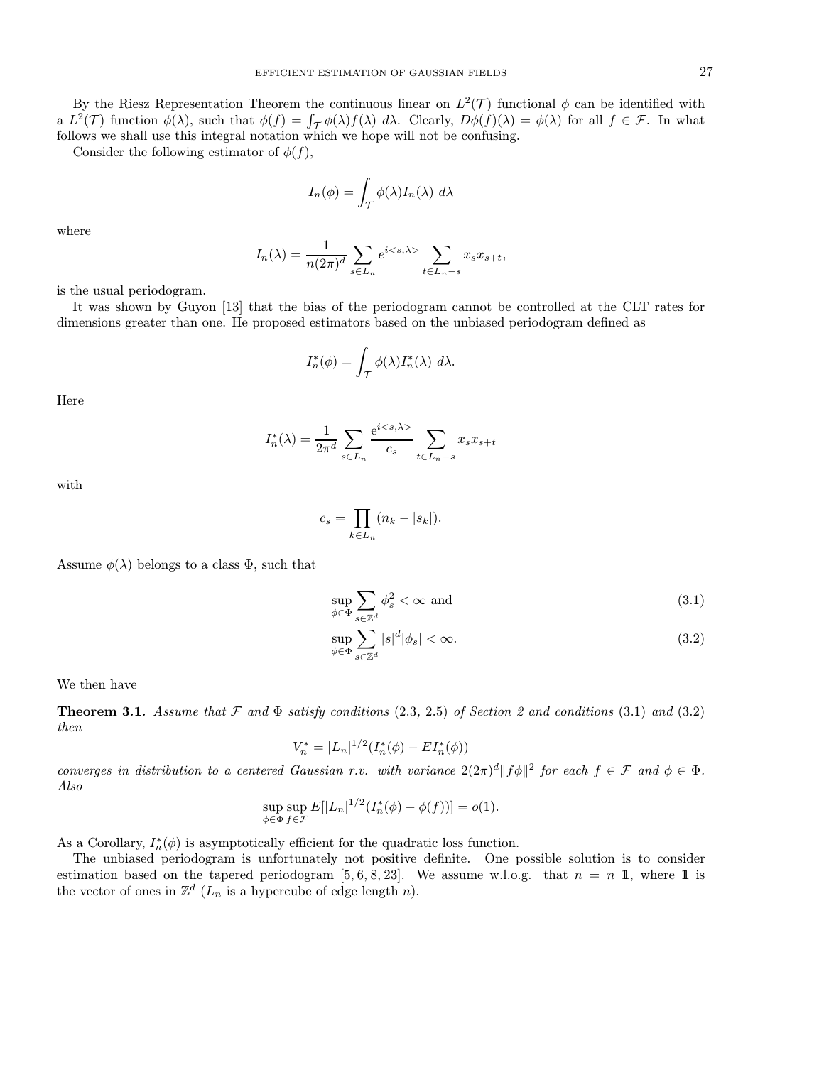By the Riesz Representation Theorem the continuous linear on $L^2(\mathcal{T})$ functional $\phi$ can be identified with a $L^2(\mathcal{T})$ function $\phi(\lambda)$, such that $\phi(f) = \int_{\mathcal{T}} \phi(\lambda) f(\lambda)\, d\lambda$. Clearly, $D\phi(f)(\lambda) = \phi(\lambda)$ for all $f \in \mathcal{F}$. In what follows we shall use this integral notation which we hope will not be confusing.

Consider the following estimator of $\phi(f)$,

$$I_n(\phi) = \int_{\mathcal{T}} \phi(\lambda) I_n(\lambda)\, d\lambda$$

where

$$I_n(\lambda) = \frac{1}{n(2\pi)^d} \sum_{s \in L_n} e^{i<s,\lambda>} \sum_{t \in L_n - s} x_s x_{s+t},$$

is the usual periodogram.

It was shown by Guyon [13] that the bias of the periodogram cannot be controlled at the CLT rates for dimensions greater than one. He proposed estimators based on the unbiased periodogram defined as

$$I_n^*(\phi) = \int_{\mathcal{T}} \phi(\lambda) I_n^*(\lambda)\, d\lambda.$$

Here

$$I_n^*(\lambda) = \frac{1}{2\pi^d} \sum_{s \in L_n} \frac{e^{i<s,\lambda>}}{c_s} \sum_{t \in L_n - s} x_s x_{s+t}$$

with

$$c_s = \prod_{k \in L_n} (n_k - |s_k|).$$

Assume $\phi(\lambda)$ belongs to a class $\Phi$, such that

$$\sup_{\phi \in \Phi} \sum_{s \in \mathbb{Z}^d} \phi_s^2 < \infty \text{ and} \tag{3.1}$$

$$\sup_{\phi \in \Phi} \sum_{s \in \mathbb{Z}^d} |s|^d |\phi_s| < \infty. \tag{3.2}$$

We then have

**Theorem 3.1.** *Assume that $\mathcal{F}$ and $\Phi$ satisfy conditions (2.3, 2.5) of Section 2 and conditions (3.1) and (3.2) then*

$$V_n^* = |L_n|^{1/2}(I_n^*(\phi) - EI_n^*(\phi))$$

*converges in distribution to a centered Gaussian r.v. with variance $2(2\pi)^d \|f\phi\|^2$ for each $f \in \mathcal{F}$ and $\phi \in \Phi$. Also*

$$\sup_{\phi \in \Phi} \sup_{f \in \mathcal{F}} E[|L_n|^{1/2}(I_n^*(\phi) - \phi(f))] = o(1).$$

As a Corollary, $I_n^*(\phi)$ is asymptotically efficient for the quadratic loss function.

The unbiased periodogram is unfortunately not positive definite. One possible solution is to consider estimation based on the tapered periodogram [5, 6, 8, 23]. We assume w.l.o.g. that $n = n\ \mathbb{1}$, where $\mathbb{1}$ is the vector of ones in $\mathbb{Z}^d$ ($L_n$ is a hypercube of edge length $n$).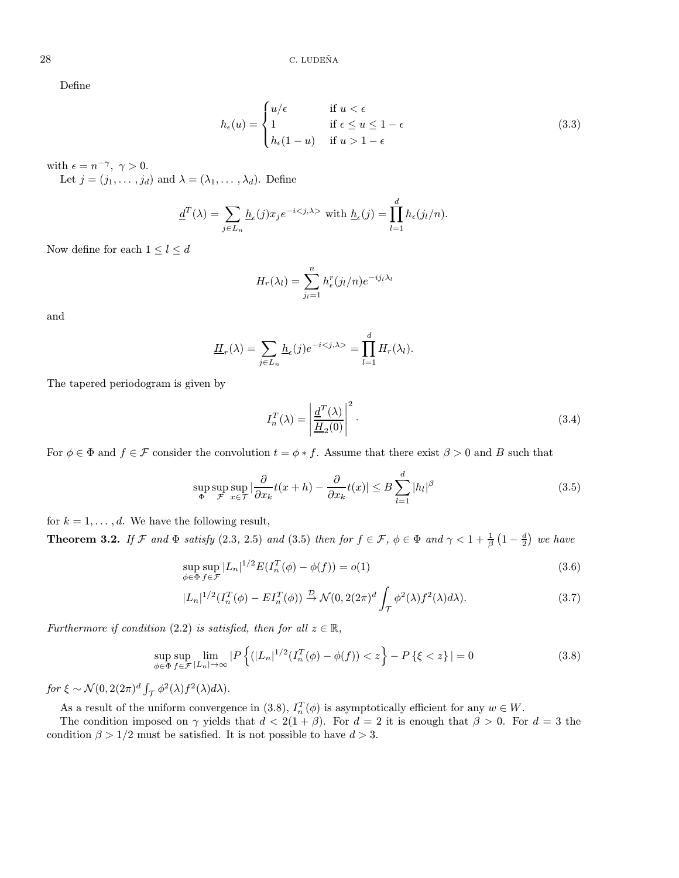Define

$$h_\epsilon(u) = \begin{cases} u/\epsilon & \text{if } u < \epsilon \\ 1 & \text{if } \epsilon \le u \le 1-\epsilon \\ h_\epsilon(1-u) & \text{if } u > 1-\epsilon \end{cases} \tag{3.3}$$

with $\epsilon = n^{-\gamma},\ \gamma > 0$.

Let $j = (j_1, \dots, j_d)$ and $\lambda = (\lambda_1, \dots, \lambda_d)$. Define

$$\underline{d}^T(\lambda) = \sum_{j \in L_n} \underline{h}_\epsilon(j) x_j e^{-i<j,\lambda>} \text{ with } \underline{h}_\epsilon(j) = \prod_{l=1}^d h_\epsilon(j_l/n).$$

Now define for each $1 \le l \le d$

$$H_r(\lambda_l) = \sum_{j_l=1}^n h_\epsilon^r(j_l/n) e^{-ij_l\lambda_l}$$

and

$$\underline{H}_r(\lambda) = \sum_{j \in L_n} \underline{h}_\epsilon(j) e^{-i<j,\lambda>} = \prod_{l=1}^d H_r(\lambda_l).$$

The tapered periodogram is given by

$$I_n^T(\lambda) = \left| \frac{\underline{d}^T(\lambda)}{\underline{H}_2(0)} \right|^2. \tag{3.4}$$

For $\phi \in \Phi$ and $f \in \mathcal{F}$ consider the convolution $t = \phi * f$. Assume that there exist $\beta > 0$ and $B$ such that

$$\sup_\Phi \sup_\mathcal{F} \sup_{x \in \mathcal{T}} |\frac{\partial}{\partial x_k} t(x+h) - \frac{\partial}{\partial x_k} t(x)| \le B \sum_{l=1}^d |h_l|^\beta \tag{3.5}$$

for $k = 1, \dots, d$. We have the following result,

**Theorem 3.2.** *If $\mathcal{F}$ and $\Phi$ satisfy* (2.3, 2.5) *and* (3.5) *then for $f \in \mathcal{F}$, $\phi \in \Phi$ and $\gamma < 1 + \frac{1}{\beta}\left(1 - \frac{d}{2}\right)$ we have*

$$\sup_{\phi \in \Phi} \sup_{f \in \mathcal{F}} |L_n|^{1/2} E(I_n^T(\phi) - \phi(f)) = o(1) \tag{3.6}$$

$$|L_n|^{1/2}(I_n^T(\phi) - EI_n^T(\phi)) \xrightarrow{\mathcal{D}} \mathcal{N}(0, 2(2\pi)^d \int_\mathcal{T} \phi^2(\lambda) f^2(\lambda) d\lambda). \tag{3.7}$$

*Furthermore if condition* (2.2) *is satisfied, then for all $z \in \mathbb{R}$,*

$$\sup_{\phi \in \Phi} \sup_{f \in \mathcal{F}} \lim_{|L_n| \to \infty} |P\left\{(|L_n|^{1/2}(I_n^T(\phi) - \phi(f)) < z\right\} - P\left\{\xi < z\right\}| = 0 \tag{3.8}$$

*for $\xi \sim \mathcal{N}(0, 2(2\pi)^d \int_\mathcal{T} \phi^2(\lambda) f^2(\lambda) d\lambda)$.*

As a result of the uniform convergence in (3.8), $I_n^T(\phi)$ is asymptotically efficient for any $w \in W$.

The condition imposed on $\gamma$ yields that $d < 2(1+\beta)$. For $d = 2$ it is enough that $\beta > 0$. For $d = 3$ the condition $\beta > 1/2$ must be satisfied. It is not possible to have $d > 3$.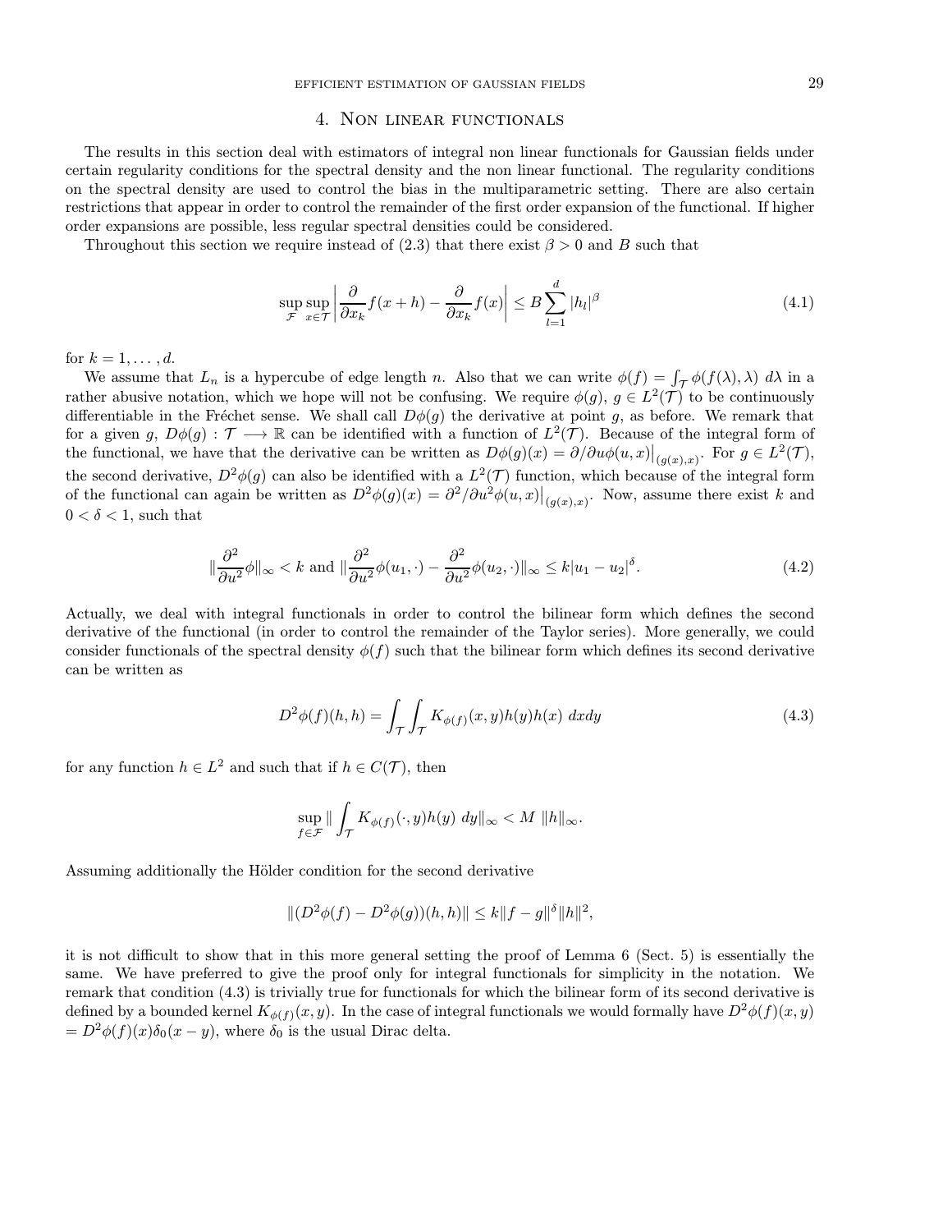## 4. Non linear functionals

The results in this section deal with estimators of integral non linear functionals for Gaussian fields under certain regularity conditions for the spectral density and the non linear functional. The regularity conditions on the spectral density are used to control the bias in the multiparametric setting. There are also certain restrictions that appear in order to control the remainder of the first order expansion of the functional. If higher order expansions are possible, less regular spectral densities could be considered.

Throughout this section we require instead of (2.3) that there exist $\beta > 0$ and $B$ such that

$$\sup_{\mathcal{F}} \sup_{x \in \mathcal{T}} \left| \frac{\partial}{\partial x_k} f(x+h) - \frac{\partial}{\partial x_k} f(x) \right| \leq B \sum_{l=1}^{d} |h_l|^{\beta} \tag{4.1}$$

for $k = 1, \ldots, d$.

We assume that $L_n$ is a hypercube of edge length $n$. Also that we can write $\phi(f) = \int_{\mathcal{T}} \phi(f(\lambda), \lambda)\ d\lambda$ in a rather abusive notation, which we hope will not be confusing. We require $\phi(g)$, $g \in L^2(\mathcal{T})$ to be continuously differentiable in the Fréchet sense. We shall call $D\phi(g)$ the derivative at point $g$, as before. We remark that for a given $g$, $D\phi(g) : \mathcal{T} \longrightarrow \mathbb{R}$ can be identified with a function of $L^2(\mathcal{T})$. Because of the integral form of the functional, we have that the derivative can be written as $D\phi(g)(x) = \partial/\partial u \phi(u,x)\big|_{(g(x),x)}$. For $g \in L^2(\mathcal{T})$, the second derivative, $D^2\phi(g)$ can also be identified with a $L^2(\mathcal{T})$ function, which because of the integral form of the functional can again be written as $D^2\phi(g)(x) = \partial^2/\partial u^2 \phi(u,x)\big|_{(g(x),x)}$. Now, assume there exist $k$ and $0 < \delta < 1$, such that

$$\left\| \frac{\partial^2}{\partial u^2} \phi \right\|_{\infty} < k \text{ and } \left\| \frac{\partial^2}{\partial u^2} \phi(u_1, \cdot) - \frac{\partial^2}{\partial u^2} \phi(u_2, \cdot) \right\|_{\infty} \leq k |u_1 - u_2|^{\delta}. \tag{4.2}$$

Actually, we deal with integral functionals in order to control the bilinear form which defines the second derivative of the functional (in order to control the remainder of the Taylor series). More generally, we could consider functionals of the spectral density $\phi(f)$ such that the bilinear form which defines its second derivative can be written as

$$D^2\phi(f)(h,h) = \int_{\mathcal{T}} \int_{\mathcal{T}} K_{\phi(f)}(x,y) h(y) h(x)\ dx dy \tag{4.3}$$

for any function $h \in L^2$ and such that if $h \in C(\mathcal{T})$, then

$$\sup_{f \in \mathcal{F}} \left\| \int_{\mathcal{T}} K_{\phi(f)}(\cdot, y) h(y)\ dy \right\|_{\infty} < M\ \|h\|_{\infty}.$$

Assuming additionally the Hölder condition for the second derivative

$$\|(D^2\phi(f) - D^2\phi(g))(h,h)\| \leq k \|f - g\|^{\delta} \|h\|^2,$$

it is not difficult to show that in this more general setting the proof of Lemma 6 (Sect. 5) is essentially the same. We have preferred to give the proof only for integral functionals for simplicity in the notation. We remark that condition (4.3) is trivially true for functionals for which the bilinear form of its second derivative is defined by a bounded kernel $K_{\phi(f)}(x,y)$. In the case of integral functionals we would formally have $D^2\phi(f)(x,y) = D^2\phi(f)(x)\delta_0(x-y)$, where $\delta_0$ is the usual Dirac delta.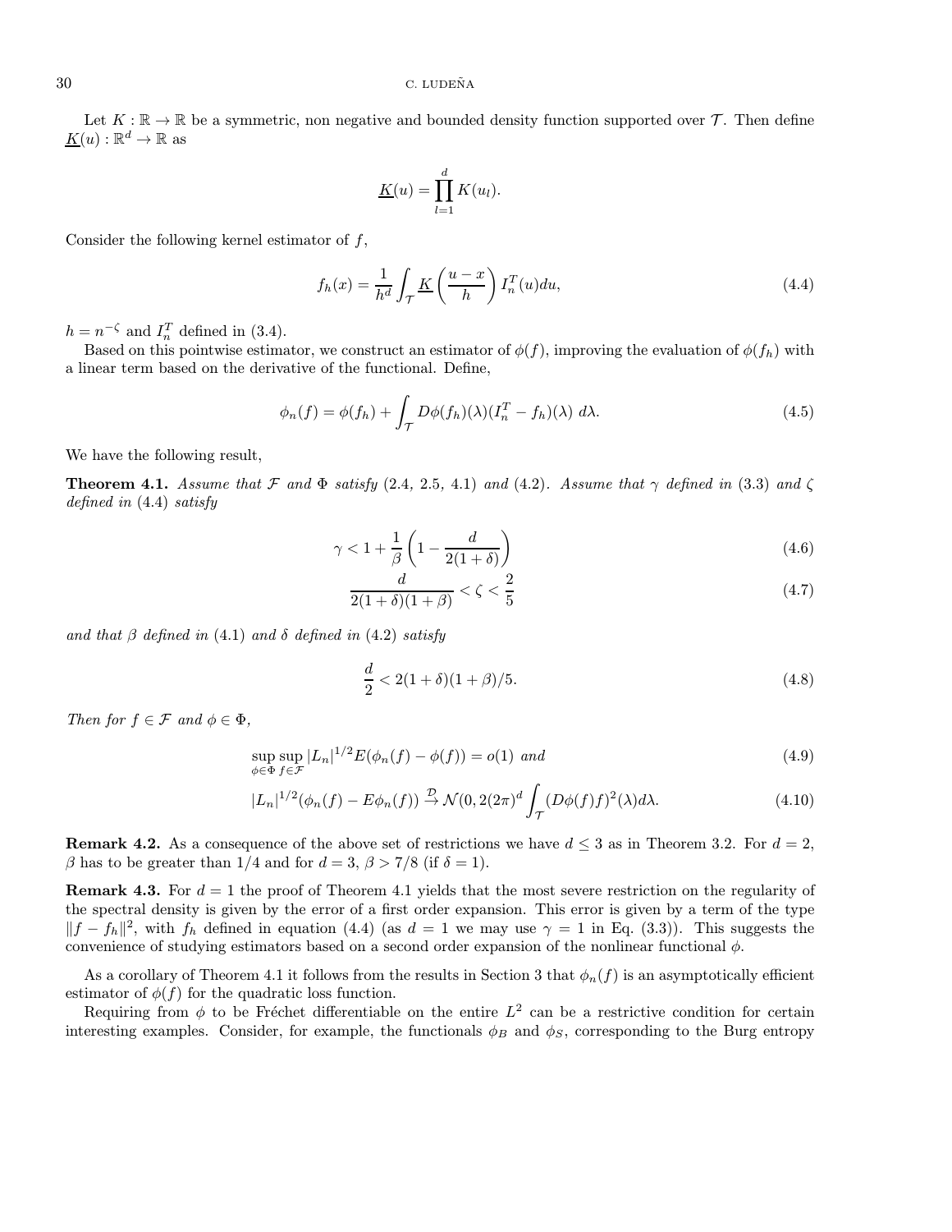Let $K : \mathbb{R} \to \mathbb{R}$ be a symmetric, non negative and bounded density function supported over $\mathcal{T}$. Then define $\underline{K}(u) : \mathbb{R}^d \to \mathbb{R}$ as

$$\underline{K}(u) = \prod_{l=1}^{d} K(u_l).$$

Consider the following kernel estimator of $f$,

$$f_h(x) = \frac{1}{h^d} \int_{\mathcal{T}} \underline{K}\left(\frac{u-x}{h}\right) I_n^T(u) du, \tag{4.4}$$

$h = n^{-\zeta}$ and $I_n^T$ defined in (3.4).

Based on this pointwise estimator, we construct an estimator of $\phi(f)$, improving the evaluation of $\phi(f_h)$ with a linear term based on the derivative of the functional. Define,

$$\phi_n(f) = \phi(f_h) + \int_{\mathcal{T}} D\phi(f_h)(\lambda)(I_n^T - f_h)(\lambda)\ d\lambda. \tag{4.5}$$

We have the following result,

**Theorem 4.1.** *Assume that $\mathcal{F}$ and $\Phi$ satisfy* (2.4, 2.5, 4.1) *and* (4.2). *Assume that $\gamma$ defined in* (3.3) *and $\zeta$ defined in* (4.4) *satisfy*

$$\gamma < 1 + \frac{1}{\beta}\left(1 - \frac{d}{2(1+\delta)}\right) \tag{4.6}$$

$$\frac{d}{2(1+\delta)(1+\beta)} < \zeta < \frac{2}{5} \tag{4.7}$$

*and that $\beta$ defined in* (4.1) *and $\delta$ defined in* (4.2) *satisfy*

$$\frac{d}{2} < 2(1+\delta)(1+\beta)/5. \tag{4.8}$$

*Then for $f \in \mathcal{F}$ and $\phi \in \Phi$,*

$$\sup_{\phi \in \Phi} \sup_{f \in \mathcal{F}} |L_n|^{1/2} E(\phi_n(f) - \phi(f)) = o(1) \text{ and} \tag{4.9}$$

$$|L_n|^{1/2}(\phi_n(f) - E\phi_n(f)) \xrightarrow{\mathcal{D}} \mathcal{N}(0, 2(2\pi)^d \int_{\mathcal{T}} (D\phi(f)f)^2(\lambda) d\lambda. \tag{4.10}$$

**Remark 4.2.** As a consequence of the above set of restrictions we have $d \leq 3$ as in Theorem 3.2. For $d = 2$, $\beta$ has to be greater than $1/4$ and for $d = 3$, $\beta > 7/8$ (if $\delta = 1$).

**Remark 4.3.** For $d = 1$ the proof of Theorem 4.1 yields that the most severe restriction on the regularity of the spectral density is given by the error of a first order expansion. This error is given by a term of the type $\|f - f_h\|^2$, with $f_h$ defined in equation (4.4) (as $d = 1$ we may use $\gamma = 1$ in Eq. (3.3)). This suggests the convenience of studying estimators based on a second order expansion of the nonlinear functional $\phi$.

As a corollary of Theorem 4.1 it follows from the results in Section 3 that $\phi_n(f)$ is an asymptotically efficient estimator of $\phi(f)$ for the quadratic loss function.

Requiring from $\phi$ to be Fréchet differentiable on the entire $L^2$ can be a restrictive condition for certain interesting examples. Consider, for example, the functionals $\phi_B$ and $\phi_S$, corresponding to the Burg entropy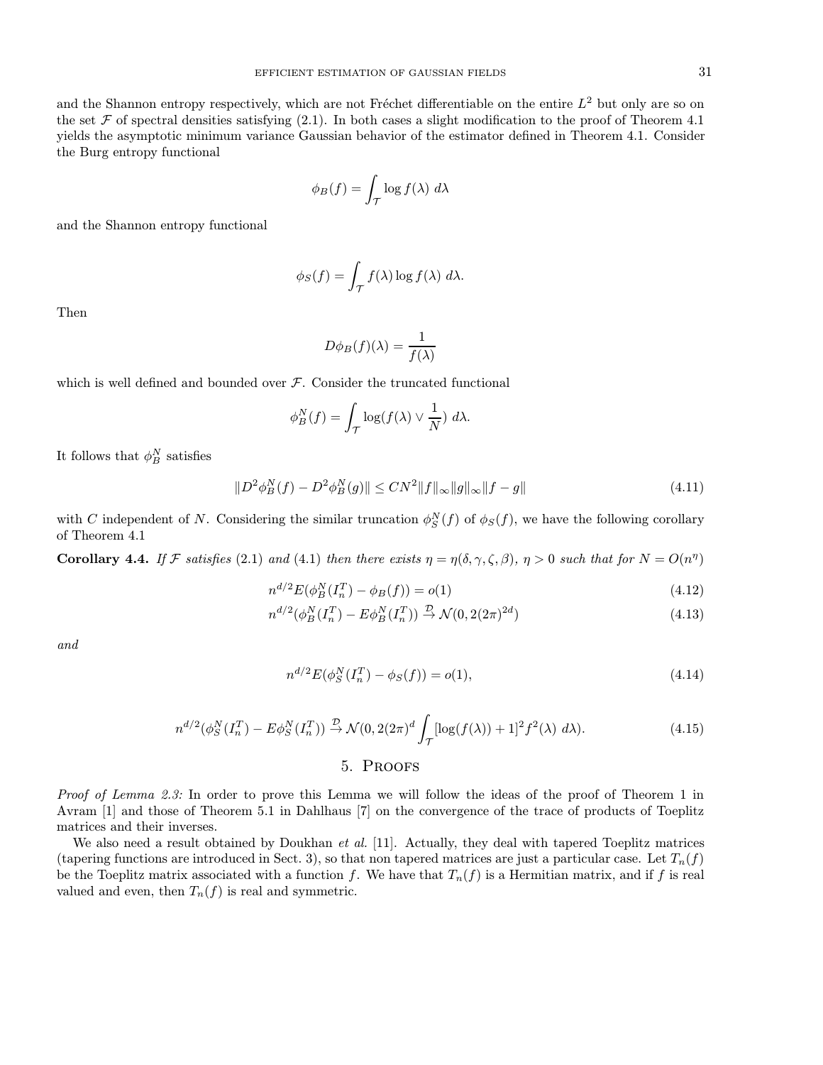and the Shannon entropy respectively, which are not Fréchet differentiable on the entire $L^2$ but only are so on the set $\mathcal{F}$ of spectral densities satisfying (2.1). In both cases a slight modification to the proof of Theorem 4.1 yields the asymptotic minimum variance Gaussian behavior of the estimator defined in Theorem 4.1. Consider the Burg entropy functional

$$\phi_B(f) = \int_{\mathcal{T}} \log f(\lambda)\ d\lambda$$

and the Shannon entropy functional

$$\phi_S(f) = \int_{\mathcal{T}} f(\lambda) \log f(\lambda)\ d\lambda.$$

Then

$$D\phi_B(f)(\lambda) = \frac{1}{f(\lambda)}$$

which is well defined and bounded over $\mathcal{F}$. Consider the truncated functional

$$\phi_B^N(f) = \int_{\mathcal{T}} \log(f(\lambda) \vee \frac{1}{N})\ d\lambda.$$

It follows that $\phi_B^N$ satisfies

$$\|D^2\phi_B^N(f) - D^2\phi_B^N(g)\| \leq CN^2 \|f\|_\infty \|g\|_\infty \|f - g\| \tag{4.11}$$

with $C$ independent of $N$. Considering the similar truncation $\phi_S^N(f)$ of $\phi_S(f)$, we have the following corollary of Theorem 4.1

**Corollary 4.4.** *If $\mathcal{F}$ satisfies (2.1) and (4.1) then there exists $\eta = \eta(\delta, \gamma, \zeta, \beta)$, $\eta > 0$ such that for $N = O(n^\eta)$*

$$n^{d/2} E(\phi_B^N(I_n^T) - \phi_B(f)) = o(1) \tag{4.12}$$

$$n^{d/2}(\phi_B^N(I_n^T) - E\phi_B^N(I_n^T)) \xrightarrow{\mathcal{D}} \mathcal{N}(0, 2(2\pi)^{2d}) \tag{4.13}$$

*and*

$$n^{d/2} E(\phi_S^N(I_n^T) - \phi_S(f)) = o(1), \tag{4.14}$$

$$n^{d/2}(\phi_S^N(I_n^T) - E\phi_S^N(I_n^T)) \xrightarrow{\mathcal{D}} \mathcal{N}(0, 2(2\pi)^d \int_{\mathcal{T}} [\log(f(\lambda)) + 1]^2 f^2(\lambda)\ d\lambda). \tag{4.15}$$

## 5. Proofs

*Proof of Lemma 2.3:* In order to prove this Lemma we will follow the ideas of the proof of Theorem 1 in Avram [1] and those of Theorem 5.1 in Dahlhaus [7] on the convergence of the trace of products of Toeplitz matrices and their inverses.

We also need a result obtained by Doukhan *et al.* [11]. Actually, they deal with tapered Toeplitz matrices (tapering functions are introduced in Sect. 3), so that non tapered matrices are just a particular case. Let $T_n(f)$ be the Toeplitz matrix associated with a function $f$. We have that $T_n(f)$ is a Hermitian matrix, and if $f$ is real valued and even, then $T_n(f)$ is real and symmetric.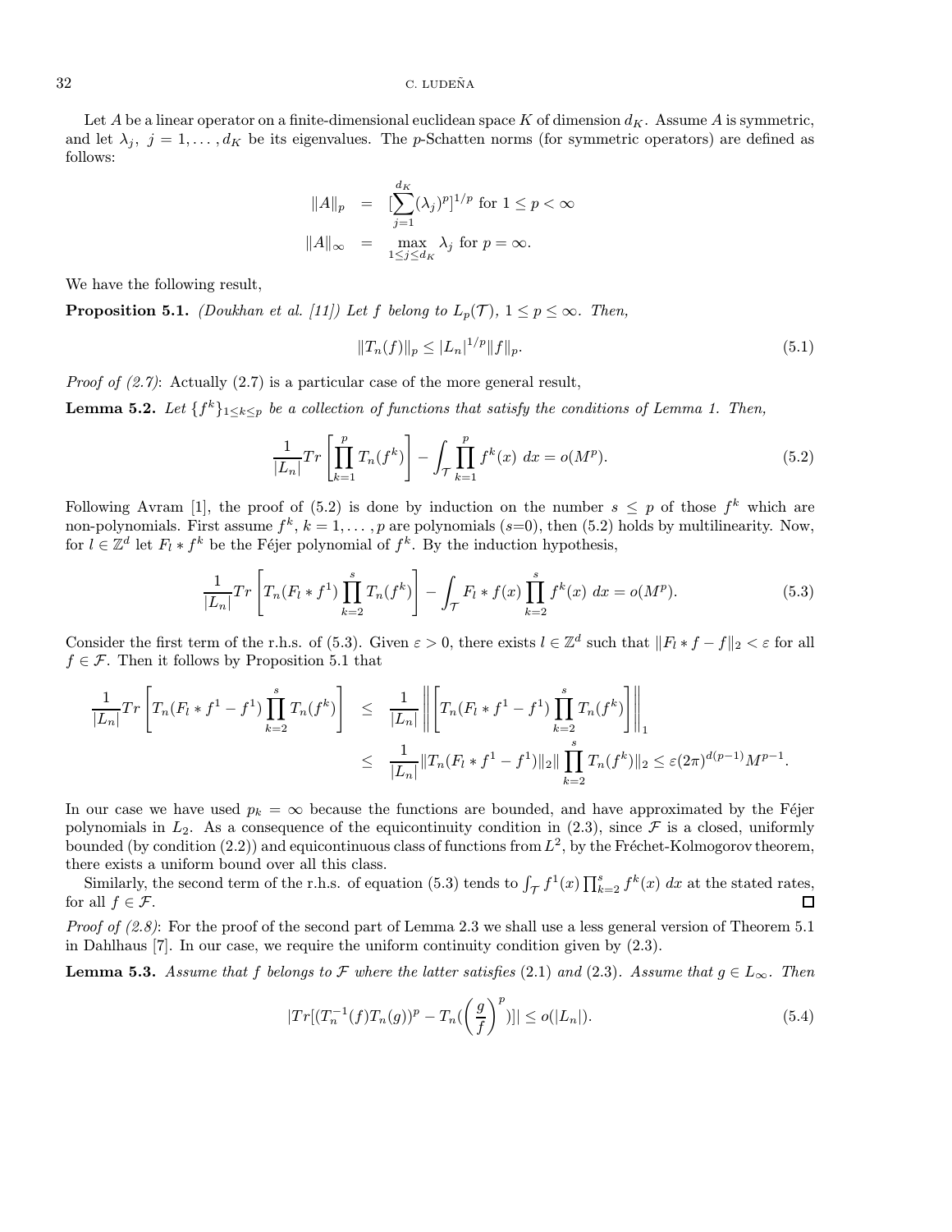Let $A$ be a linear operator on a finite-dimensional euclidean space $K$ of dimension $d_K$. Assume $A$ is symmetric, and let $\lambda_j,\ j = 1, \ldots, d_K$ be its eigenvalues. The $p$-Schatten norms (for symmetric operators) are defined as follows:

$$
\begin{aligned}
\|A\|_p &= [\sum_{j=1}^{d_K} (\lambda_j)^p]^{1/p} \text{ for } 1 \leq p < \infty \\
\|A\|_\infty &= \max_{1 \leq j \leq d_K} \lambda_j \text{ for } p = \infty.
\end{aligned}
$$

We have the following result,

**Proposition 5.1.** *(Doukhan et al. [11]) Let $f$ belong to $L_p(\mathcal{T})$, $1 \leq p \leq \infty$. Then,*

$$
\|T_n(f)\|_p \leq |L_n|^{1/p} \|f\|_p. \tag{5.1}
$$

*Proof of (2.7)*: Actually (2.7) is a particular case of the more general result,

**Lemma 5.2.** *Let $\{f^k\}_{1 \leq k \leq p}$ be a collection of functions that satisfy the conditions of Lemma 1. Then,*

$$
\frac{1}{|L_n|} Tr \left[ \prod_{k=1}^{p} T_n(f^k) \right] - \int_{\mathcal{T}} \prod_{k=1}^{p} f^k(x)\ dx = o(M^p). \tag{5.2}
$$

Following Avram [1], the proof of (5.2) is done by induction on the number $s \leq p$ of those $f^k$ which are non-polynomials. First assume $f^k$, $k = 1, \ldots, p$ are polynomials ($s$=0), then (5.2) holds by multilinearity. Now, for $l \in \mathbb{Z}^d$ let $F_l * f^k$ be the Féjer polynomial of $f^k$. By the induction hypothesis,

$$
\frac{1}{|L_n|} Tr \left[ T_n(F_l * f^1) \prod_{k=2}^{s} T_n(f^k) \right] - \int_{\mathcal{T}} F_l * f(x) \prod_{k=2}^{s} f^k(x)\ dx = o(M^p). \tag{5.3}
$$

Consider the first term of the r.h.s. of (5.3). Given $\varepsilon > 0$, there exists $l \in \mathbb{Z}^d$ such that $\|F_l * f - f\|_2 < \varepsilon$ for all $f \in \mathcal{F}$. Then it follows by Proposition 5.1 that

$$
\begin{aligned}
\frac{1}{|L_n|} Tr \left[ T_n(F_l * f^1 - f^1) \prod_{k=2}^{s} T_n(f^k) \right] &\leq \frac{1}{|L_n|} \left\| \left[ T_n(F_l * f^1 - f^1) \prod_{k=2}^{s} T_n(f^k) \right] \right\|_1 \\
&\leq \frac{1}{|L_n|} \|T_n(F_l * f^1 - f^1)\|_2 \| \prod_{k=2}^{s} T_n(f^k)\|_2 \leq \varepsilon (2\pi)^{d(p-1)} M^{p-1}.
\end{aligned}
$$

In our case we have used $p_k = \infty$ because the functions are bounded, and have approximated by the Féjer polynomials in $L_2$. As a consequence of the equicontinuity condition in (2.3), since $\mathcal{F}$ is a closed, uniformly bounded (by condition (2.2)) and equicontinuous class of functions from $L^2$, by the Fréchet-Kolmogorov theorem, there exists a uniform bound over all this class.

Similarly, the second term of the r.h.s. of equation (5.3) tends to $\int_{\mathcal{T}} f^1(x) \prod_{k=2}^{s} f^k(x)\ dx$ at the stated rates, for all $f \in \mathcal{F}$. $\square$

*Proof of (2.8)*: For the proof of the second part of Lemma 2.3 we shall use a less general version of Theorem 5.1 in Dahlhaus [7]. In our case, we require the uniform continuity condition given by (2.3).

**Lemma 5.3.** *Assume that $f$ belongs to $\mathcal{F}$ where the latter satisfies* (2.1) *and* (2.3)*. Assume that $g \in L_\infty$. Then*

$$
|Tr[(T_n^{-1}(f) T_n(g))^p - T_n(\left(\frac{g}{f}\right)^p)]| \leq o(|L_n|). \tag{5.4}
$$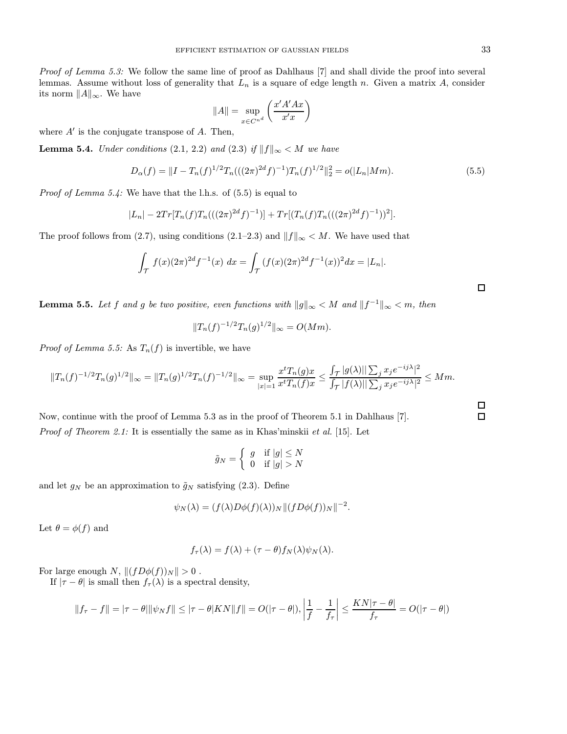*Proof of Lemma 5.3:* We follow the same line of proof as Dahlhaus [7] and shall divide the proof into several lemmas. Assume without loss of generality that $L_n$ is a square of edge length $n$. Given a matrix $A$, consider its norm $\|A\|_\infty$. We have

$$\|A\| = \sup_{x \in C^{n^d}} \left( \frac{x' A' A x}{x' x} \right)$$

where $A'$ is the conjugate transpose of $A$. Then,

**Lemma 5.4.** *Under conditions* (2.1, 2.2) *and* (2.3) *if* $\|f\|_\infty < M$ *we have*

$$D_\alpha(f) = \|I - T_n(f)^{1/2} T_n(((2\pi)^{2d} f)^{-1}) T_n(f)^{1/2}\|_2^2 = o(|L_n| M m). \tag{5.5}$$

*Proof of Lemma 5.4:* We have that the l.h.s. of (5.5) is equal to

$$|L_n| - 2Tr[T_n(f) T_n(((2\pi)^{2d} f)^{-1})] + Tr[(T_n(f) T_n(((2\pi)^{2d} f)^{-1}))^2].$$

The proof follows from (2.7), using conditions (2.1–2.3) and $\|f\|_\infty < M$. We have used that

$$\int_{\mathcal{T}} f(x)(2\pi)^{2d} f^{-1}(x)\, dx = \int_{\mathcal{T}} (f(x)(2\pi)^{2d} f^{-1}(x))^2 dx = |L_n|.$$

□

**Lemma 5.5.** *Let* $f$ *and* $g$ *be two positive, even functions with* $\|g\|_\infty < M$ *and* $\|f^{-1}\|_\infty < m$*, then*

$$\|T_n(f)^{-1/2} T_n(g)^{1/2}\|_\infty = O(Mm).$$

*Proof of Lemma 5.5:* As $T_n(f)$ is invertible, we have

$$\|T_n(f)^{-1/2} T_n(g)^{1/2}\|_\infty = \|T_n(g)^{1/2} T_n(f)^{-1/2}\|_\infty = \sup_{|x|=1} \frac{x^t T_n(g) x}{x^t T_n(f) x} \le \frac{\int_{\mathcal{T}} |g(\lambda)| |\sum_j x_j e^{-ij\lambda}|^2}{\int_{\mathcal{T}} |f(\lambda)| |\sum_j x_j e^{-ij\lambda}|^2} \le Mm.$$

□

Now, continue with the proof of Lemma 5.3 as in the proof of Theorem 5.1 in Dahlhaus [7]. □

*Proof of Theorem 2.1:* It is essentially the same as in Khas'minskii *et al.* [15]. Let

$$\tilde{g}_N = \begin{cases} g & \text{if } |g| \le N \\ 0 & \text{if } |g| > N \end{cases}$$

and let $g_N$ be an approximation to $\tilde{g}_N$ satisfying (2.3). Define

$$\psi_N(\lambda) = (f(\lambda) D\phi(f)(\lambda))_N \|(f D\phi(f))_N\|^{-2}.$$

Let $\theta = \phi(f)$ and

$$f_\tau(\lambda) = f(\lambda) + (\tau - \theta) f_N(\lambda) \psi_N(\lambda).$$

For large enough $N$, $\|(f D\phi(f))_N\| > 0$ .

If $|\tau - \theta|$ is small then $f_\tau(\lambda)$ is a spectral density,

$$\|f_\tau - f\| = |\tau - \theta| \|\psi_N f\| \le |\tau - \theta| K N \|f\| = O(|\tau - \theta|), \left| \frac{1}{f} - \frac{1}{f_\tau} \right| \le \frac{KN|\tau - \theta|}{f_\tau} = O(|\tau - \theta|)$$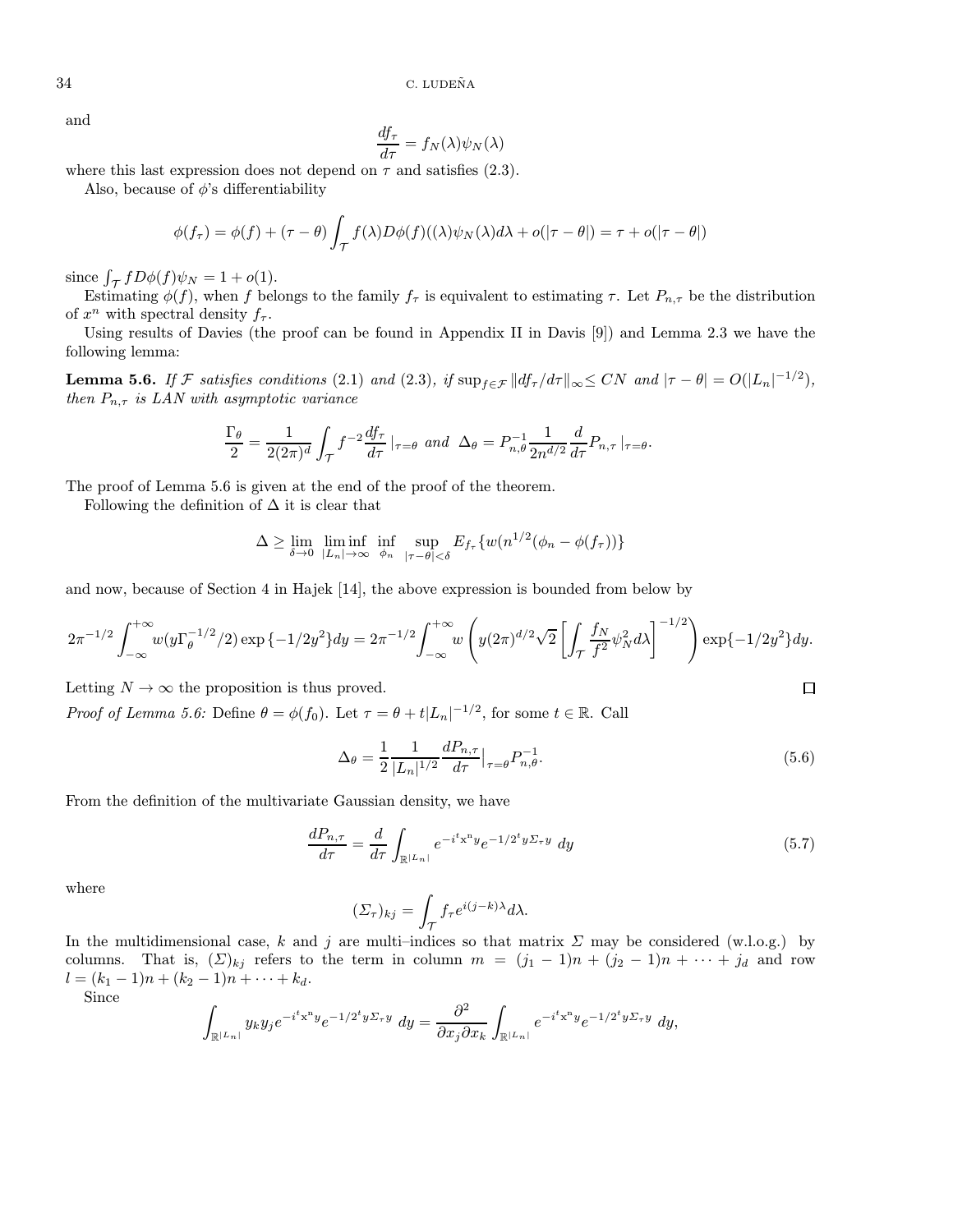and

$$\frac{df_\tau}{d\tau} = f_N(\lambda)\psi_N(\lambda)$$

where this last expression does not depend on $\tau$ and satisfies (2.3).

Also, because of $\phi$'s differentiability

$$\phi(f_\tau) = \phi(f) + (\tau-\theta)\int_{\mathcal{T}} f(\lambda)D\phi(f)((\lambda)\psi_N(\lambda)d\lambda + o(|\tau-\theta|) = \tau + o(|\tau-\theta|)$$

since $\int_{\mathcal{T}} fD\phi(f)\psi_N = 1 + o(1)$.

Estimating $\phi(f)$, when $f$ belongs to the family $f_\tau$ is equivalent to estimating $\tau$. Let $P_{n,\tau}$ be the distribution of $x^n$ with spectral density $f_\tau$.

Using results of Davies (the proof can be found in Appendix II in Davis [9]) and Lemma 2.3 we have the following lemma:

**Lemma 5.6.** *If $\mathcal{F}$ satisfies conditions* (2.1) *and* (2.3)*, if $\sup_{f\in\mathcal{F}}\|df_\tau/d\tau\|_\infty \leq CN$ and $|\tau-\theta| = O(|L_n|^{-1/2})$, then $P_{n,\tau}$ is LAN with asymptotic variance*

$$\frac{\Gamma_\theta}{2} = \frac{1}{2(2\pi)^d}\int_{\mathcal{T}} f^{-2}\frac{df_\tau}{d\tau}\,|_{\tau=\theta} \text{ and } \Delta_\theta = P^{-1}_{n,\theta}\frac{1}{2n^{d/2}}\frac{d}{d\tau}P_{n,\tau}\,|_{\tau=\theta}.$$

The proof of Lemma 5.6 is given at the end of the proof of the theorem.

Following the definition of $\Delta$ it is clear that

$$\Delta \geq \lim_{\delta\to 0}\liminf_{|L_n|\to\infty}\inf_{\phi_n}\sup_{|\tau-\theta|<\delta} E_{f_\tau}\{w(n^{1/2}(\phi_n - \phi(f_\tau))\}$$

and now, because of Section 4 in Hajek [14], the above expression is bounded from below by

$$2\pi^{-1/2}\int_{-\infty}^{+\infty} w(y\Gamma_\theta^{-1/2}/2)\exp\{-1/2y^2\}dy = 2\pi^{-1/2}\int_{-\infty}^{+\infty} w\left(y(2\pi)^{d/2}\sqrt{2}\left[\int_{\mathcal{T}}\frac{f_N}{f^2}\psi_N^2 d\lambda\right]^{-1/2}\right)\exp\{-1/2y^2\}dy.$$

Letting $N\to\infty$ the proposition is thus proved. $\square$

*Proof of Lemma 5.6:* Define $\theta = \phi(f_0)$. Let $\tau = \theta + t|L_n|^{-1/2}$, for some $t\in\mathbb{R}$. Call

$$\Delta_\theta = \frac{1}{2}\frac{1}{|L_n|^{1/2}}\frac{dP_{n,\tau}}{d\tau}\Big|_{\tau=\theta}P^{-1}_{n,\theta}. \tag{5.6}$$

From the definition of the multivariate Gaussian density, we have

$$\frac{dP_{n,\tau}}{d\tau} = \frac{d}{d\tau}\int_{\mathbb{R}^{|L_n|}} e^{-i^t\mathrm{x}^n y}e^{-1/2^t y\Sigma_\tau y}\,dy \tag{5.7}$$

where

$$(\Sigma_\tau)_{kj} = \int_{\mathcal{T}} f_\tau e^{i(j-k)\lambda}d\lambda.$$

In the multidimensional case, $k$ and $j$ are multi–indices so that matrix $\Sigma$ may be considered (w.l.o.g.) by columns. That is, $(\Sigma)_{kj}$ refers to the term in column $m = (j_1-1)n + (j_2-1)n + \cdots + j_d$ and row $l = (k_1-1)n + (k_2-1)n + \cdots + k_d$.

Since

$$\int_{\mathbb{R}^{|L_n|}} y_k y_j e^{-i^t\mathrm{x}^n y}e^{-1/2^t y\Sigma_\tau y}\,dy = \frac{\partial^2}{\partial x_j\partial x_k}\int_{\mathbb{R}^{|L_n|}} e^{-i^t\mathrm{x}^n y}e^{-1/2^t y\Sigma_\tau y}\,dy,$$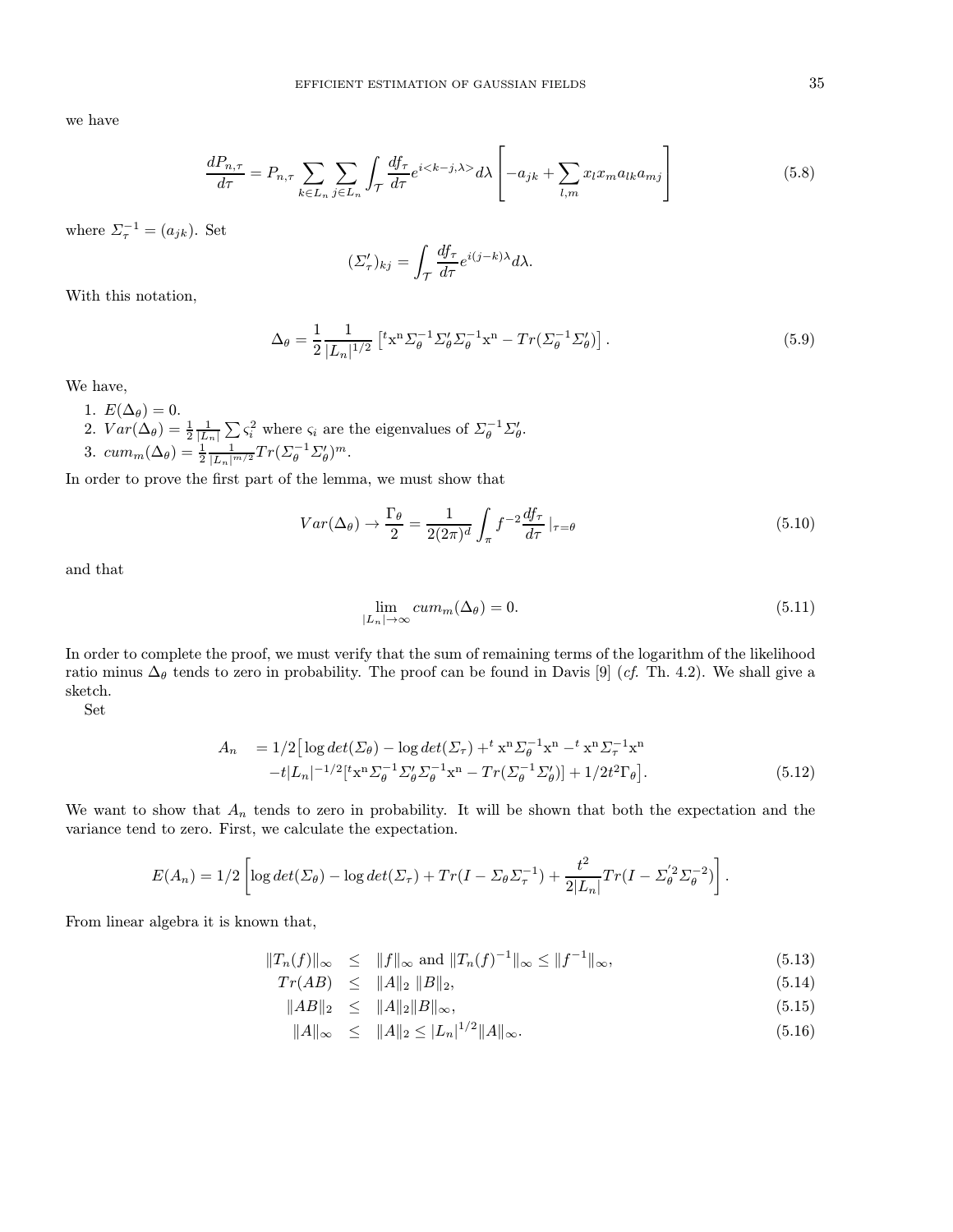we have

$$\frac{dP_{n,\tau}}{d\tau} = P_{n,\tau} \sum_{k\in L_n} \sum_{j\in L_n} \int_{\mathcal{T}} \frac{df_\tau}{d\tau} e^{i<k-j,\lambda>} d\lambda \left[ -a_{jk} + \sum_{l,m} x_l x_m a_{lk} a_{mj} \right] \tag{5.8}$$

where $\Sigma_\tau^{-1} = (a_{jk})$. Set

$$(\Sigma'_\tau)_{kj} = \int_{\mathcal{T}} \frac{df_\tau}{d\tau} e^{i(j-k)\lambda} d\lambda.$$

With this notation,

$$\Delta_\theta = \frac{1}{2} \frac{1}{|L_n|^{1/2}} \left[ {}^t\mathrm{x}^{\mathrm{n}} \Sigma_\theta^{-1} \Sigma'_\theta \Sigma_\theta^{-1} \mathrm{x}^{\mathrm{n}} - Tr(\Sigma_\theta^{-1} \Sigma'_\theta) \right]. \tag{5.9}$$

We have,

1. $E(\Delta_\theta) = 0$.
2. $Var(\Delta_\theta) = \frac{1}{2} \frac{1}{|L_n|} \sum \varsigma_i^2$ where $\varsigma_i$ are the eigenvalues of $\Sigma_\theta^{-1} \Sigma'_\theta$.
3. $cum_m(\Delta_\theta) = \frac{1}{2} \frac{1}{|L_n|^{m/2}} Tr(\Sigma_\theta^{-1} \Sigma'_\theta)^m$.

In order to prove the first part of the lemma, we must show that

$$Var(\Delta_\theta) \to \frac{\Gamma_\theta}{2} = \frac{1}{2(2\pi)^d} \int_\pi f^{-2} \frac{df_\tau}{d\tau} |_{\tau=\theta} \tag{5.10}$$

and that

$$\lim_{|L_n| \to \infty} cum_m(\Delta_\theta) = 0. \tag{5.11}$$

In order to complete the proof, we must verify that the sum of remaining terms of the logarithm of the likelihood ratio minus $\Delta_\theta$ tends to zero in probability. The proof can be found in Davis [9] (*cf.* Th. 4.2). We shall give a sketch.

Set

$$\begin{aligned} A_n \quad &= 1/2 \big[ \log det(\Sigma_\theta) - \log det(\Sigma_\tau) + {}^t\mathrm{x}^{\mathrm{n}} \Sigma_\theta^{-1} \mathrm{x}^{\mathrm{n}} - {}^t\mathrm{x}^{\mathrm{n}} \Sigma_\tau^{-1} \mathrm{x}^{\mathrm{n}} \\ &- t|L_n|^{-1/2} [{}^t\mathrm{x}^{\mathrm{n}} \Sigma_\theta^{-1} \Sigma'_\theta \Sigma_\theta^{-1} \mathrm{x}^{\mathrm{n}} - Tr(\Sigma_\theta^{-1} \Sigma'_\theta)] + 1/2 t^2 \Gamma_\theta \big]. \end{aligned} \tag{5.12}$$

We want to show that $A_n$ tends to zero in probability. It will be shown that both the expectation and the variance tend to zero. First, we calculate the expectation.

$$E(A_n) = 1/2 \left[ \log det(\Sigma_\theta) - \log det(\Sigma_\tau) + Tr(I - \Sigma_\theta \Sigma_\tau^{-1}) + \frac{t^2}{2|L_n|} Tr(I - \Sigma_\theta^{'2} \Sigma_\theta^{-2}) \right].$$

From linear algebra it is known that,

$$\begin{aligned} \|T_n(f)\|_\infty \quad &\leq \quad \|f\|_\infty \text{ and } \|T_n(f)^{-1}\|_\infty \leq \|f^{-1}\|_\infty, &(5.13) \\ Tr(AB) \quad &\leq \quad \|A\|_2 \; \|B\|_2, &(5.14) \\ \|AB\|_2 \quad &\leq \quad \|A\|_2 \|B\|_\infty, &(5.15) \\ \|A\|_\infty \quad &\leq \quad \|A\|_2 \leq |L_n|^{1/2} \|A\|_\infty. &(5.16) \end{aligned}$$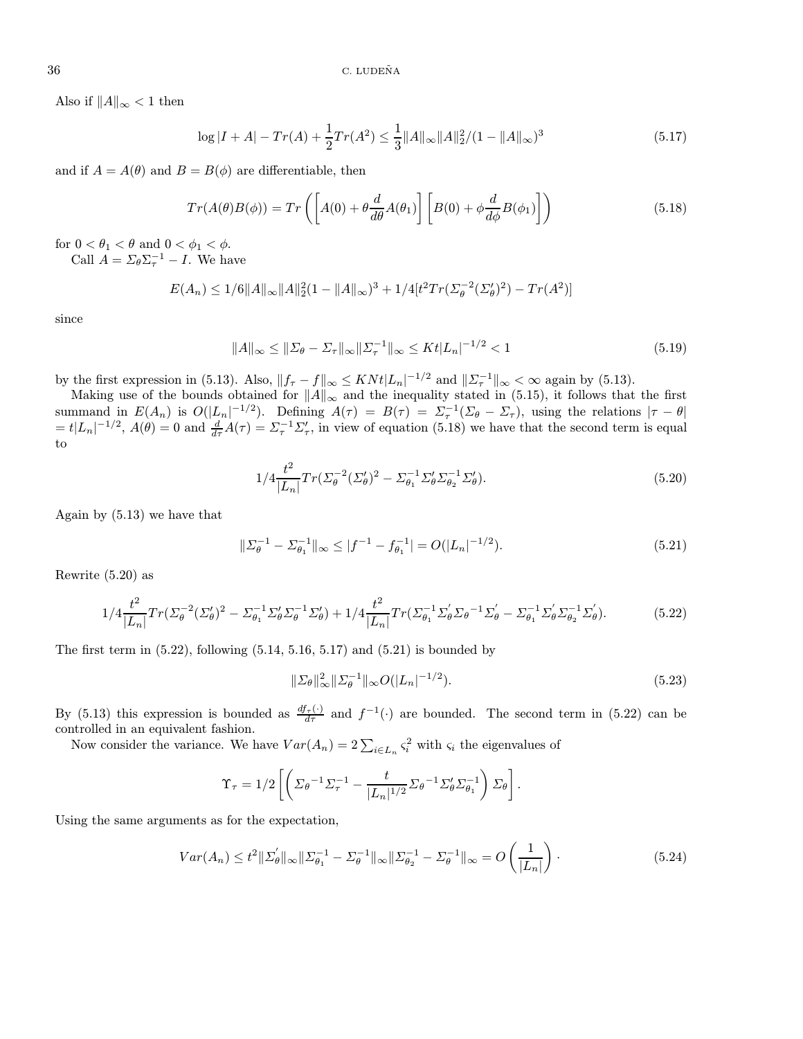Also if $\|A\|_\infty < 1$ then

$$\log |I + A| - Tr(A) + \frac{1}{2} Tr(A^2) \leq \frac{1}{3} \|A\|_\infty \|A\|_2^2 / (1 - \|A\|_\infty)^3 \tag{5.17}$$

and if $A = A(\theta)$ and $B = B(\phi)$ are differentiable, then

$$Tr(A(\theta)B(\phi)) = Tr\left( \left[ A(0) + \theta \frac{d}{d\theta} A(\theta_1) \right] \left[ B(0) + \phi \frac{d}{d\phi} B(\phi_1) \right] \right) \tag{5.18}$$

for $0 < \theta_1 < \theta$ and $0 < \phi_1 < \phi$.

Call $A = \Sigma_\theta \Sigma_\tau^{-1} - I$. We have

$$E(A_n) \leq 1/6 \|A\|_\infty \|A\|_2^2 (1 - \|A\|_\infty)^3 + 1/4 [t^2 Tr(\Sigma_\theta^{-2} (\Sigma_\theta')^2) - Tr(A^2)]$$

since

$$\|A\|_\infty \leq \|\Sigma_\theta - \Sigma_\tau\|_\infty \|\Sigma_\tau^{-1}\|_\infty \leq Kt|L_n|^{-1/2} < 1 \tag{5.19}$$

by the first expression in (5.13). Also, $\|f_\tau - f\|_\infty \leq KNt|L_n|^{-1/2}$ and $\|\Sigma_\tau^{-1}\|_\infty < \infty$ again by (5.13).

Making use of the bounds obtained for $\|A\|_\infty$ and the inequality stated in (5.15), it follows that the first summand in $E(A_n)$ is $O(|L_n|^{-1/2})$. Defining $A(\tau) = B(\tau) = \Sigma_\tau^{-1}(\Sigma_\theta - \Sigma_\tau)$, using the relations $|\tau - \theta| = t|L_n|^{-1/2}$, $A(\theta) = 0$ and $\frac{d}{d\tau} A(\tau) = \Sigma_\tau^{-1} \Sigma_\tau'$, in view of equation (5.18) we have that the second term is equal to

$$1/4 \frac{t^2}{|L_n|} Tr(\Sigma_\theta^{-2} (\Sigma_\theta')^2 - \Sigma_{\theta_1}^{-1} \Sigma_\theta' \Sigma_{\theta_2}^{-1} \Sigma_\theta'). \tag{5.20}$$

Again by (5.13) we have that

$$\|\Sigma_\theta^{-1} - \Sigma_{\theta_1}^{-1}\|_\infty \leq |f^{-1} - f_{\theta_1}^{-1}| = O(|L_n|^{-1/2}). \tag{5.21}$$

Rewrite (5.20) as

$$1/4 \frac{t^2}{|L_n|} Tr(\Sigma_\theta^{-2} (\Sigma_\theta')^2 - \Sigma_{\theta_1}^{-1} \Sigma_\theta' \Sigma_\theta^{-1} \Sigma_\theta') + 1/4 \frac{t^2}{|L_n|} Tr(\Sigma_{\theta_1}^{-1} \Sigma_\theta' \Sigma_\theta^{-1} \Sigma_\theta' - \Sigma_{\theta_1}^{-1} \Sigma_\theta' \Sigma_{\theta_2}^{-1} \Sigma_\theta'). \tag{5.22}$$

The first term in (5.22), following (5.14, 5.16, 5.17) and (5.21) is bounded by

$$\|\Sigma_\theta\|_\infty^2 \|\Sigma_\theta^{-1}\|_\infty O(|L_n|^{-1/2}). \tag{5.23}$$

By (5.13) this expression is bounded as $\frac{df_\tau(\cdot)}{d\tau}$ and $f^{-1}(\cdot)$ are bounded. The second term in (5.22) can be controlled in an equivalent fashion.

Now consider the variance. We have $Var(A_n) = 2 \sum_{i \in L_n} \varsigma_i^2$ with $\varsigma_i$ the eigenvalues of

$$\Upsilon_\tau = 1/2 \left[ \left( \Sigma_\theta^{-1} \Sigma_\tau^{-1} - \frac{t}{|L_n|^{1/2}} \Sigma_\theta^{-1} \Sigma_\theta' \Sigma_{\theta_1}^{-1} \right) \Sigma_\theta \right].$$

Using the same arguments as for the expectation,

$$Var(A_n) \leq t^2 \|\Sigma_\theta'\|_\infty \|\Sigma_{\theta_1}^{-1} - \Sigma_\theta^{-1}\|_\infty \|\Sigma_{\theta_2}^{-1} - \Sigma_\theta^{-1}\|_\infty = O\left(\frac{1}{|L_n|}\right). \tag{5.24}$$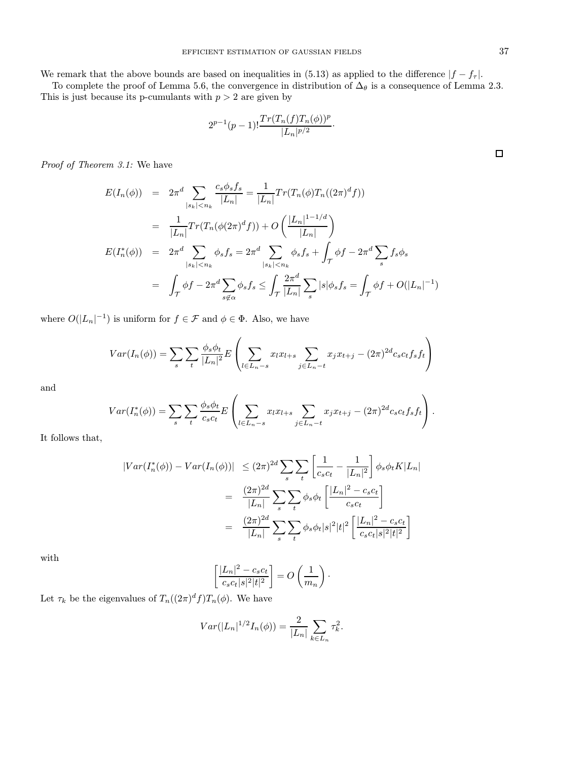We remark that the above bounds are based on inequalities in (5.13) as applied to the difference $|f - f_\tau|$.

To complete the proof of Lemma 5.6, the convergence in distribution of $\Delta_\theta$ is a consequence of Lemma 2.3. This is just because its p-cumulants with $p > 2$ are given by

$$2^{p-1}(p-1)!\frac{Tr(T_n(f)T_n(\phi))^p}{|L_n|^{p/2}}.$$

□

*Proof of Theorem 3.1:* We have

$$\begin{aligned}
E(I_n(\phi)) &= 2\pi^d \sum_{|s_k|<n_k} \frac{c_s \phi_s f_s}{|L_n|} = \frac{1}{|L_n|} Tr(T_n(\phi)T_n((2\pi)^d f)) \\
&= \frac{1}{|L_n|} Tr(T_n(\phi(2\pi)^d f)) + O\left(\frac{|L_n|^{1-1/d}}{|L_n|}\right) \\
E(I_n^*(\phi)) &= 2\pi^d \sum_{|s_k|<n_k} \phi_s f_s = 2\pi^d \sum_{|s_k|<n_k} \phi_s f_s + \int_{\mathcal{T}} \phi f - 2\pi^d \sum_s f_s \phi_s \\
&= \int_{\mathcal{T}} \phi f - 2\pi^d \sum_{s \notin \alpha} \phi_s f_s \leq \int_{\mathcal{T}} \frac{2\pi^d}{|L_n|} \sum_s |s| \phi_s f_s = \int_{\mathcal{T}} \phi f + O(|L_n|^{-1})
\end{aligned}$$

where $O(|L_n|^{-1})$ is uniform for $f \in \mathcal{F}$ and $\phi \in \Phi$. Also, we have

$$Var(I_n(\phi)) = \sum_s \sum_t \frac{\phi_s \phi_t}{|L_n|^2} E\left(\sum_{l \in L_n - s} x_l x_{l+s} \sum_{j \in L_n - t} x_j x_{t+j} - (2\pi)^{2d} c_s c_t f_s f_t\right)$$

and

$$Var(I_n^*(\phi)) = \sum_s \sum_t \frac{\phi_s \phi_t}{c_s c_t} E\left(\sum_{l \in L_n - s} x_l x_{l+s} \sum_{j \in L_n - t} x_j x_{t+j} - (2\pi)^{2d} c_s c_t f_s f_t\right).$$

It follows that,

$$\begin{aligned}
|Var(I_n^*(\phi)) - Var(I_n(\phi))| &\leq (2\pi)^{2d} \sum_s \sum_t \left[\frac{1}{c_s c_t} - \frac{1}{|L_n|^2}\right] \phi_s \phi_t K |L_n| \\
&= \frac{(2\pi)^{2d}}{|L_n|} \sum_s \sum_t \phi_s \phi_t \left[\frac{|L_n|^2 - c_s c_t}{c_s c_t}\right] \\
&= \frac{(2\pi)^{2d}}{|L_n|} \sum_s \sum_t \phi_s \phi_t |s|^2 |t|^2 \left[\frac{|L_n|^2 - c_s c_t}{c_s c_t |s|^2 |t|^2}\right]
\end{aligned}$$

with

$$\left[\frac{|L_n|^2 - c_s c_t}{c_s c_t |s|^2 |t|^2}\right] = O\left(\frac{1}{m_n}\right).$$

Let $\tau_k$ be the eigenvalues of $T_n((2\pi)^d f)T_n(\phi)$. We have

$$Var(|L_n|^{1/2} I_n(\phi)) = \frac{2}{|L_n|} \sum_{k \in L_n} \tau_k^2.$$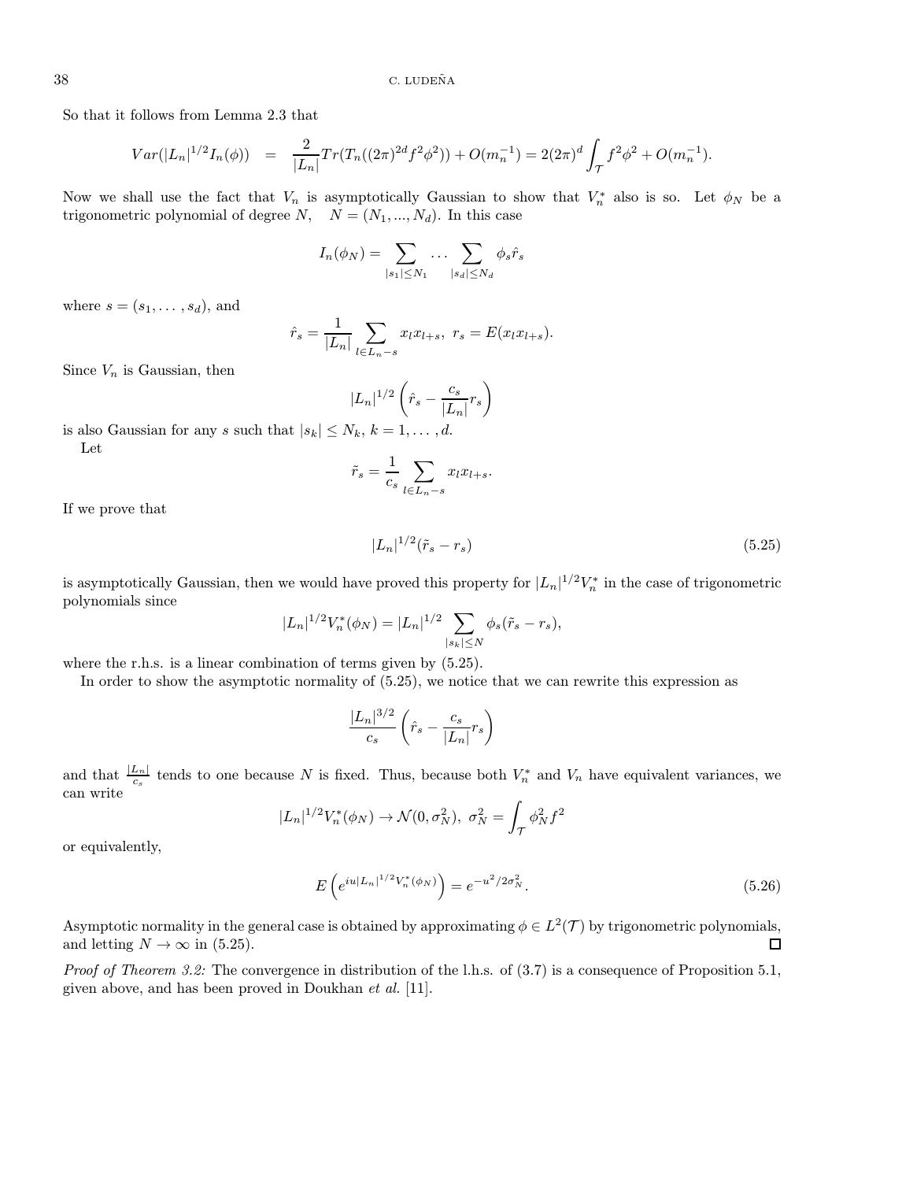So that it follows from Lemma 2.3 that

$$Var(|L_n|^{1/2} I_n(\phi)) \;\; = \;\; \frac{2}{|L_n|} Tr(T_n((2\pi)^{2d} f^2 \phi^2)) + O(m_n^{-1}) = 2(2\pi)^d \int_{\mathcal{T}} f^2 \phi^2 + O(m_n^{-1}).$$

Now we shall use the fact that $V_n$ is asymptotically Gaussian to show that $V_n^*$ also is so. Let $\phi_N$ be a trigonometric polynomial of degree $N$, $\quad N = (N_1, ..., N_d)$. In this case

$$I_n(\phi_N) = \sum_{|s_1| \le N_1} \ldots \sum_{|s_d| \le N_d} \phi_s \hat{r}_s$$

where $s = (s_1, \ldots, s_d)$, and

$$\hat{r}_s = \frac{1}{|L_n|} \sum_{l \in L_n - s} x_l x_{l+s}, \;\; r_s = E(x_l x_{l+s}).$$

Since $V_n$ is Gaussian, then

$$|L_n|^{1/2} \left( \hat{r}_s - \frac{c_s}{|L_n|} r_s \right)$$

is also Gaussian for any $s$ such that $|s_k| \le N_k$, $k = 1, \ldots, d$.

Let

$$\tilde{r}_s = \frac{1}{c_s} \sum_{l \in L_n - s} x_l x_{l+s}.$$

If we prove that

$$|L_n|^{1/2} (\tilde{r}_s - r_s) \tag{5.25}$$

is asymptotically Gaussian, then we would have proved this property for $|L_n|^{1/2} V_n^*$ in the case of trigonometric polynomials since

$$|L_n|^{1/2} V_n^*(\phi_N) = |L_n|^{1/2} \sum_{|s_k| \le N} \phi_s (\tilde{r}_s - r_s),$$

where the r.h.s. is a linear combination of terms given by (5.25).

In order to show the asymptotic normality of (5.25), we notice that we can rewrite this expression as

$$\frac{|L_n|^{3/2}}{c_s} \left( \hat{r}_s - \frac{c_s}{|L_n|} r_s \right)$$

and that $\frac{|L_n|}{c_s}$ tends to one because $N$ is fixed. Thus, because both $V_n^*$ and $V_n$ have equivalent variances, we can write

$$|L_n|^{1/2} V_n^*(\phi_N) \to \mathcal{N}(0, \sigma_N^2), \;\; \sigma_N^2 = \int_{\mathcal{T}} \phi_N^2 f^2$$

or equivalently,

$$E\left( e^{iu|L_n|^{1/2} V_n^*(\phi_N)} \right) = e^{-u^2/2\sigma_N^2}. \tag{5.26}$$

Asymptotic normality in the general case is obtained by approximating $\phi \in L^2(\mathcal{T})$ by trigonometric polynomials, and letting $N \to \infty$ in (5.25). ☐

*Proof of Theorem 3.2:* The convergence in distribution of the l.h.s. of (3.7) is a consequence of Proposition 5.1, given above, and has been proved in Doukhan *et al.* [11].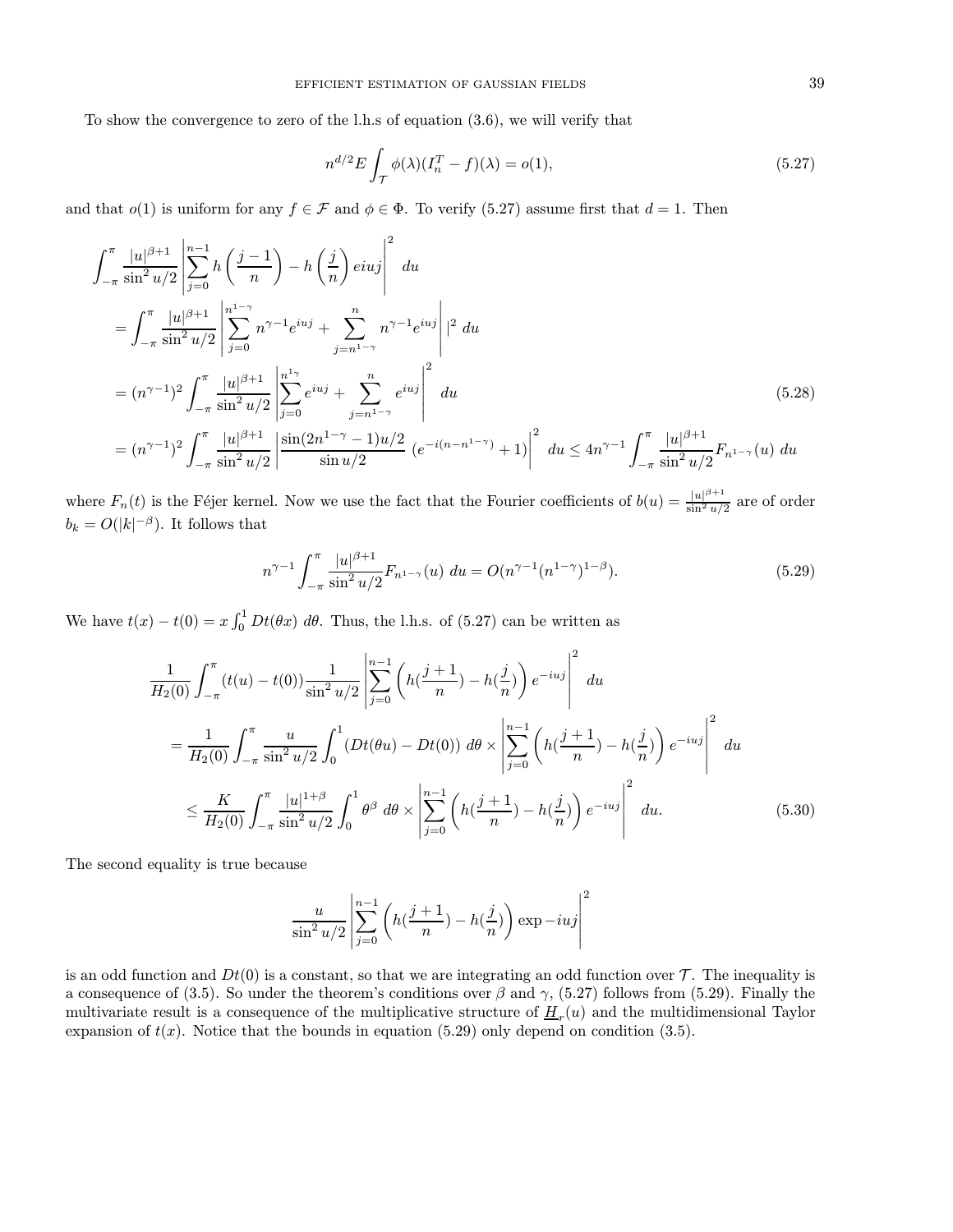To show the convergence to zero of the l.h.s of equation (3.6), we will verify that

$$n^{d/2} E \int_{\mathcal{T}} \phi(\lambda)(I_n^T - f)(\lambda) = o(1), \tag{5.27}$$

and that $o(1)$ is uniform for any $f \in \mathcal{F}$ and $\phi \in \Phi$. To verify (5.27) assume first that $d = 1$. Then

$$\begin{aligned}
&\int_{-\pi}^{\pi} \frac{|u|^{\beta+1}}{\sin^2 u/2} \left| \sum_{j=0}^{n-1} h\left(\frac{j-1}{n}\right) - h\left(\frac{j}{n}\right) eiuj \right|^2 du \\
&= \int_{-\pi}^{\pi} \frac{|u|^{\beta+1}}{\sin^2 u/2} \left| \sum_{j=0}^{n^{1-\gamma}} n^{\gamma-1} e^{iuj} + \sum_{j=n^{1-\gamma}}^{n} n^{\gamma-1} e^{iuj} \right| |^2 \, du \\
&= (n^{\gamma-1})^2 \int_{-\pi}^{\pi} \frac{|u|^{\beta+1}}{\sin^2 u/2} \left| \sum_{j=0}^{n^{1\gamma}} e^{iuj} + \sum_{j=n^{1-\gamma}}^{n} e^{iuj} \right|^2 du \\
&= (n^{\gamma-1})^2 \int_{-\pi}^{\pi} \frac{|u|^{\beta+1}}{\sin^2 u/2} \left| \frac{\sin(2n^{1-\gamma}-1)u/2}{\sin u/2} \; (e^{-i(n-n^{1-\gamma})} + 1) \right|^2 du \leq 4n^{\gamma-1} \int_{-\pi}^{\pi} \frac{|u|^{\beta+1}}{\sin^2 u/2} F_{n^{1-\gamma}}(u) \, du
\end{aligned} \tag{5.28}$$

where $F_n(t)$ is the Féjer kernel. Now we use the fact that the Fourier coefficients of $b(u) = \frac{|u|^{\beta+1}}{\sin^2 u/2}$ are of order $b_k = O(|k|^{-\beta})$. It follows that

$$n^{\gamma-1} \int_{-\pi}^{\pi} \frac{|u|^{\beta+1}}{\sin^2 u/2} F_{n^{1-\gamma}}(u) \, du = O(n^{\gamma-1}(n^{1-\gamma})^{1-\beta}). \tag{5.29}$$

We have $t(x) - t(0) = x \int_0^1 Dt(\theta x) \, d\theta$. Thus, the l.h.s. of (5.27) can be written as

$$\begin{aligned}
&\frac{1}{H_2(0)} \int_{-\pi}^{\pi} (t(u) - t(0)) \frac{1}{\sin^2 u/2} \left| \sum_{j=0}^{n-1} \left( h(\frac{j+1}{n}) - h(\frac{j}{n}) \right) e^{-iuj} \right|^2 du \\
&= \frac{1}{H_2(0)} \int_{-\pi}^{\pi} \frac{u}{\sin^2 u/2} \int_0^1 (Dt(\theta u) - Dt(0)) \, d\theta \times \left| \sum_{j=0}^{n-1} \left( h(\frac{j+1}{n}) - h(\frac{j}{n}) \right) e^{-iuj} \right|^2 du \\
&\leq \frac{K}{H_2(0)} \int_{-\pi}^{\pi} \frac{|u|^{1+\beta}}{\sin^2 u/2} \int_0^1 \theta^\beta \, d\theta \times \left| \sum_{j=0}^{n-1} \left( h(\frac{j+1}{n}) - h(\frac{j}{n}) \right) e^{-iuj} \right|^2 du.
\end{aligned} \tag{5.30}$$

The second equality is true because

$$\frac{u}{\sin^2 u/2} \left| \sum_{j=0}^{n-1} \left( h(\frac{j+1}{n}) - h(\frac{j}{n}) \right) \exp -iuj \right|^2$$

is an odd function and $Dt(0)$ is a constant, so that we are integrating an odd function over $\mathcal{T}$. The inequality is a consequence of (3.5). So under the theorem's conditions over $\beta$ and $\gamma$, (5.27) follows from (5.29). Finally the multivariate result is a consequence of the multiplicative structure of $\underline{H}_r(u)$ and the multidimensional Taylor expansion of $t(x)$. Notice that the bounds in equation (5.29) only depend on condition (3.5).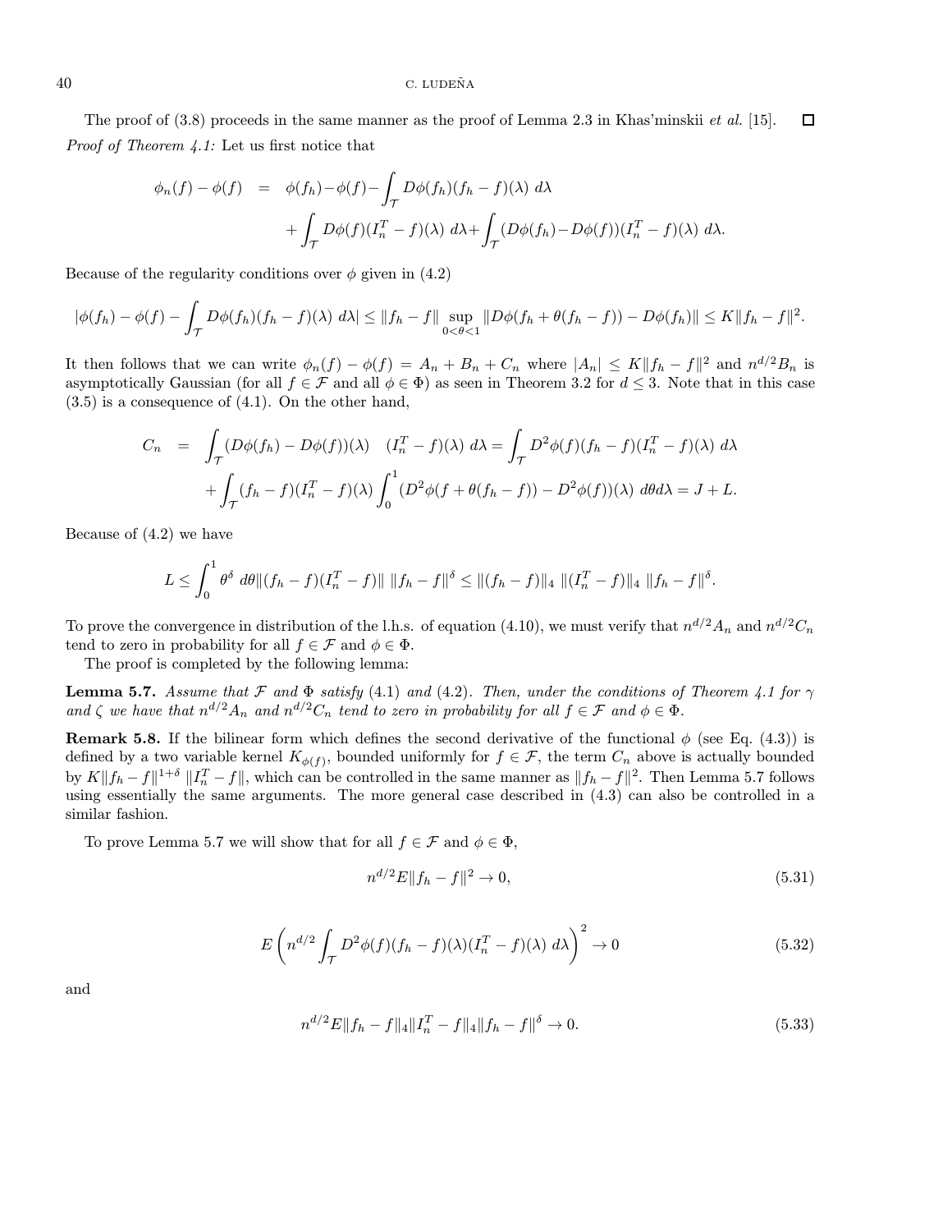The proof of (3.8) proceeds in the same manner as the proof of Lemma 2.3 in Khas'minskii *et al.* [15]. □

*Proof of Theorem 4.1:* Let us first notice that

$$
\begin{aligned}
\phi_n(f) - \phi(f) &= \phi(f_h) - \phi(f) - \int_{\mathcal{T}} D\phi(f_h)(f_h - f)(\lambda)\, d\lambda \\
&\quad + \int_{\mathcal{T}} D\phi(f)(I_n^T - f)(\lambda)\, d\lambda + \int_{\mathcal{T}} (D\phi(f_h) - D\phi(f))(I_n^T - f)(\lambda)\, d\lambda.
\end{aligned}
$$

Because of the regularity conditions over $\phi$ given in (4.2)

$$
\left|\phi(f_h) - \phi(f) - \int_{\mathcal{T}} D\phi(f_h)(f_h - f)(\lambda)\, d\lambda\right| \leq \|f_h - f\| \sup_{0<\theta<1} \|D\phi(f_h + \theta(f_h - f)) - D\phi(f_h)\| \leq K\|f_h - f\|^2.
$$

It then follows that we can write $\phi_n(f) - \phi(f) = A_n + B_n + C_n$ where $|A_n| \leq K\|f_h - f\|^2$ and $n^{d/2}B_n$ is asymptotically Gaussian (for all $f \in \mathcal{F}$ and all $\phi \in \Phi$) as seen in Theorem 3.2 for $d \leq 3$. Note that in this case (3.5) is a consequence of (4.1). On the other hand,

$$
\begin{aligned}
C_n &= \int_{\mathcal{T}} (D\phi(f_h) - D\phi(f))(\lambda) \quad (I_n^T - f)(\lambda)\, d\lambda = \int_{\mathcal{T}} D^2\phi(f)(f_h - f)(I_n^T - f)(\lambda)\, d\lambda \\
&\quad + \int_{\mathcal{T}} (f_h - f)(I_n^T - f)(\lambda) \int_0^1 (D^2\phi(f + \theta(f_h - f)) - D^2\phi(f))(\lambda)\, d\theta d\lambda = J + L.
\end{aligned}
$$

Because of (4.2) we have

$$
L \leq \int_0^1 \theta^\delta\, d\theta \|(f_h - f)(I_n^T - f)\|\, \|f_h - f\|^\delta \leq \|(f_h - f)\|_4\, \|(I_n^T - f)\|_4\, \|f_h - f\|^\delta.
$$

To prove the convergence in distribution of the l.h.s. of equation (4.10), we must verify that $n^{d/2}A_n$ and $n^{d/2}C_n$ tend to zero in probability for all $f \in \mathcal{F}$ and $\phi \in \Phi$.

The proof is completed by the following lemma:

**Lemma 5.7.** *Assume that $\mathcal{F}$ and $\Phi$ satisfy* (4.1) *and* (4.2). *Then, under the conditions of Theorem 4.1 for $\gamma$ and $\zeta$ we have that $n^{d/2}A_n$ and $n^{d/2}C_n$ tend to zero in probability for all $f \in \mathcal{F}$ and $\phi \in \Phi$.*

**Remark 5.8.** If the bilinear form which defines the second derivative of the functional $\phi$ (see Eq. (4.3)) is defined by a two variable kernel $K_{\phi(f)}$, bounded uniformly for $f \in \mathcal{F}$, the term $C_n$ above is actually bounded by $K\|f_h - f\|^{1+\delta}\, \|I_n^T - f\|$, which can be controlled in the same manner as $\|f_h - f\|^2$. Then Lemma 5.7 follows using essentially the same arguments. The more general case described in (4.3) can also be controlled in a similar fashion.

To prove Lemma 5.7 we will show that for all $f \in \mathcal{F}$ and $\phi \in \Phi$,

$$
n^{d/2} E\|f_h - f\|^2 \to 0, \tag{5.31}
$$

$$
E\left(n^{d/2} \int_{\mathcal{T}} D^2\phi(f)(f_h - f)(\lambda)(I_n^T - f)(\lambda)\, d\lambda\right)^2 \to 0 \tag{5.32}
$$

and

$$
n^{d/2} E\|f_h - f\|_4 \|I_n^T - f\|_4 \|f_h - f\|^\delta \to 0. \tag{5.33}
$$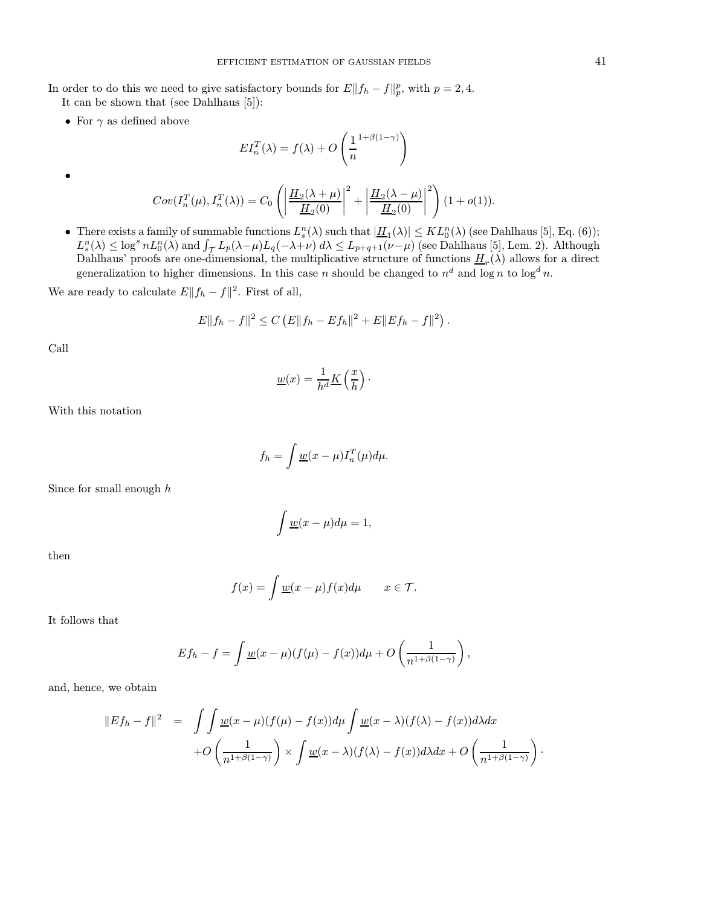In order to do this we need to give satisfactory bounds for $E\|f_h - f\|_p^p$, with $p = 2, 4$.

It can be shown that (see Dahlhaus [5]):

- For $\gamma$ as defined above

$$EI_n^T(\lambda) = f(\lambda) + O\left(\frac{1}{n}^{1+\beta(1-\gamma)}\right)$$

- 

$$Cov(I_n^T(\mu), I_n^T(\lambda)) = C_0\left(\left|\frac{\underline{H}_2(\lambda+\mu)}{\underline{H}_2(0)}\right|^2 + \left|\frac{\underline{H}_2(\lambda-\mu)}{\underline{H}_2(0)}\right|^2\right)(1 + o(1)).$$

- There exists a family of summable functions $L_s^n(\lambda)$ such that $|\underline{H}_1(\lambda)| \leq KL_0^n(\lambda)$ (see Dahlhaus [5], Eq. (6)); $L_s^n(\lambda) \leq \log^s nL_0^n(\lambda)$ and $\int_{\mathcal{T}} L_p(\lambda-\mu)L_q(-\lambda+\nu)\,d\lambda \leq L_{p+q+1}(\nu-\mu)$ (see Dahlhaus [5], Lem. 2). Although Dahlhaus' proofs are one-dimensional, the multiplicative structure of functions $\underline{H}_r(\lambda)$ allows for a direct generalization to higher dimensions. In this case $n$ should be changed to $n^d$ and $\log n$ to $\log^d n$.

We are ready to calculate $E\|f_h - f\|^2$. First of all,

$$E\|f_h - f\|^2 \leq C\left(E\|f_h - Ef_h\|^2 + E\|Ef_h - f\|^2\right).$$

Call

$$\underline{w}(x) = \frac{1}{h^d}\underline{K}\left(\frac{x}{h}\right).$$

With this notation

$$f_h = \int \underline{w}(x-\mu)I_n^T(\mu)d\mu.$$

Since for small enough $h$

$$\int \underline{w}(x-\mu)d\mu = 1,$$

then

$$f(x) = \int \underline{w}(x-\mu)f(x)d\mu \qquad x \in \mathcal{T}.$$

It follows that

$$Ef_h - f = \int \underline{w}(x-\mu)(f(\mu) - f(x))d\mu + O\left(\frac{1}{n^{1+\beta(1-\gamma)}}\right),$$

and, hence, we obtain

$$\begin{aligned}\|Ef_h - f\|^2 &= \int\int \underline{w}(x-\mu)(f(\mu) - f(x))d\mu \int \underline{w}(x-\lambda)(f(\lambda) - f(x))d\lambda dx \\ &\quad + O\left(\frac{1}{n^{1+\beta(1-\gamma)}}\right) \times \int \underline{w}(x-\lambda)(f(\lambda) - f(x))d\lambda dx + O\left(\frac{1}{n^{1+\beta(1-\gamma)}}\right).\end{aligned}$$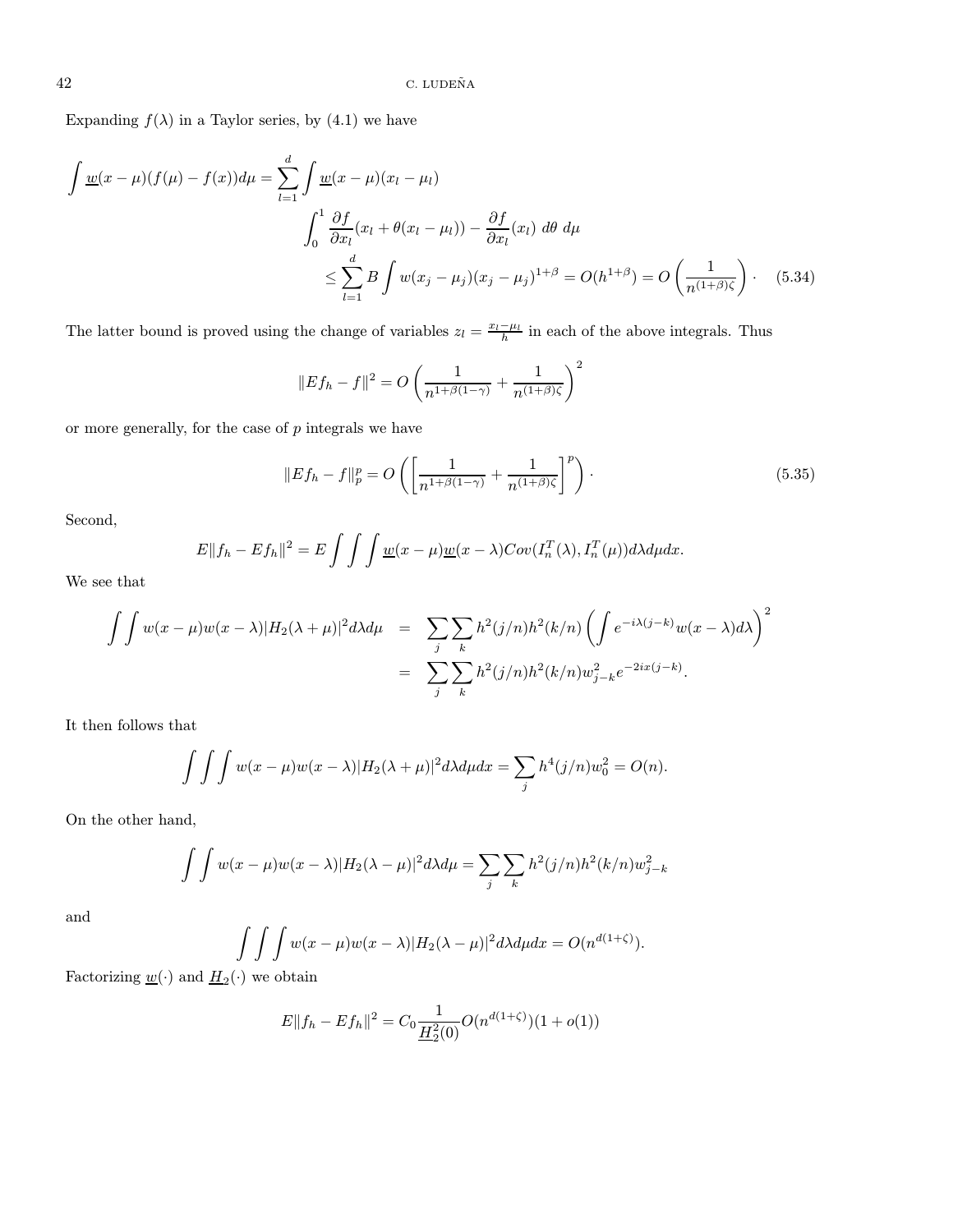Expanding $f(\lambda)$ in a Taylor series, by (4.1) we have

$$
\begin{aligned}
\int \underline{w}(x-\mu)(f(\mu)-f(x))d\mu = \sum_{l=1}^{d} \int \underline{w}(x-\mu)(x_l-\mu_l) \\
\int_0^1 \frac{\partial f}{\partial x_l}(x_l+\theta(x_l-\mu_l)) - \frac{\partial f}{\partial x_l}(x_l)\ d\theta\ d\mu \\
\leq \sum_{l=1}^{d} B \int w(x_j-\mu_j)(x_j-\mu_j)^{1+\beta} = O(h^{1+\beta}) = O\left(\frac{1}{n^{(1+\beta)\zeta}}\right) \cdot \quad (5.34)
\end{aligned}
$$

The latter bound is proved using the change of variables $z_l = \frac{x_l - \mu_l}{h}$ in each of the above integrals. Thus

$$
\|Ef_h - f\|^2 = O\left(\frac{1}{n^{1+\beta(1-\gamma)}} + \frac{1}{n^{(1+\beta)\zeta}}\right)^2
$$

or more generally, for the case of $p$ integrals we have

$$
\|Ef_h - f\|_p^p = O\left(\left[\frac{1}{n^{1+\beta(1-\gamma)}} + \frac{1}{n^{(1+\beta)\zeta}}\right]^p\right) \cdot \qquad (5.35)
$$

Second,

$$
E\|f_h - Ef_h\|^2 = E\int\int\int \underline{w}(x-\mu)\underline{w}(x-\lambda)Cov(I_n^T(\lambda), I_n^T(\mu))d\lambda d\mu dx.
$$

We see that

$$
\begin{aligned}
\int\int w(x-\mu)w(x-\lambda)|H_2(\lambda+\mu)|^2 d\lambda d\mu &= \sum_j \sum_k h^2(j/n)h^2(k/n)\left(\int e^{-i\lambda(j-k)}w(x-\lambda)d\lambda\right)^2 \\
&= \sum_j \sum_k h^2(j/n)h^2(k/n)w_{j-k}^2 e^{-2ix(j-k)}.
\end{aligned}
$$

It then follows that

$$
\int\int\int w(x-\mu)w(x-\lambda)|H_2(\lambda+\mu)|^2 d\lambda d\mu dx = \sum_j h^4(j/n)w_0^2 = O(n).
$$

On the other hand,

$$
\int\int w(x-\mu)w(x-\lambda)|H_2(\lambda-\mu)|^2 d\lambda d\mu = \sum_j \sum_k h^2(j/n)h^2(k/n)w_{j-k}^2
$$

and

$$
\int\int\int w(x-\mu)w(x-\lambda)|H_2(\lambda-\mu)|^2 d\lambda d\mu dx = O(n^{d(1+\zeta)}).
$$

Factorizing $\underline{w}(\cdot)$ and $\underline{H}_2(\cdot)$ we obtain

$$
E\|f_h - Ef_h\|^2 = C_0 \frac{1}{\underline{H}_2^2(0)} O(n^{d(1+\zeta)})(1+o(1))
$$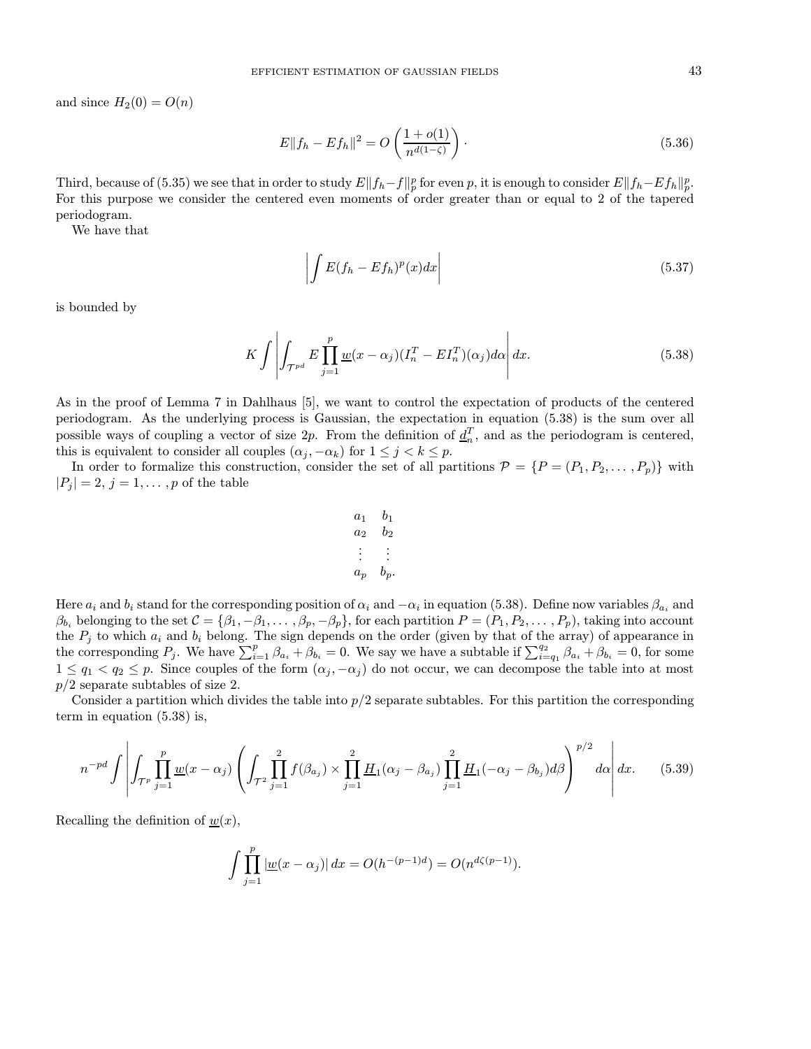and since $H_2(0) = O(n)$

$$E\|f_h - Ef_h\|^2 = O\left(\frac{1+o(1)}{n^{d(1-\zeta)}}\right). \tag{5.36}$$

Third, because of (5.35) we see that in order to study $E\|f_h - f\|_p^p$ for even $p$, it is enough to consider $E\|f_h - Ef_h\|_p^p$. For this purpose we consider the centered even moments of order greater than or equal to 2 of the tapered periodogram.

We have that

$$\left|\int E(f_h - Ef_h)^p(x)dx\right| \tag{5.37}$$

is bounded by

$$K\int\left|\int_{\mathcal{T}^{pd}} E\prod_{j=1}^{p}\underline{w}(x-\alpha_j)(I_n^T - EI_n^T)(\alpha_j)d\alpha\right|dx. \tag{5.38}$$

As in the proof of Lemma 7 in Dahlhaus [5], we want to control the expectation of products of the centered periodogram. As the underlying process is Gaussian, the expectation in equation (5.38) is the sum over all possible ways of coupling a vector of size $2p$. From the definition of $\underline{d}_n^T$, and as the periodogram is centered, this is equivalent to consider all couples $(\alpha_j, -\alpha_k)$ for $1 \leq j < k \leq p$.

In order to formalize this construction, consider the set of all partitions $\mathcal{P} = \{P = (P_1, P_2, \ldots, P_p)\}$ with $|P_j| = 2$, $j = 1, \ldots, p$ of the table

$$\begin{array}{cc} a_1 & b_1 \\ a_2 & b_2 \\ \vdots & \vdots \\ a_p & b_p. \end{array}$$

Here $a_i$ and $b_i$ stand for the corresponding position of $\alpha_i$ and $-\alpha_i$ in equation (5.38). Define now variables $\beta_{a_i}$ and $\beta_{b_i}$ belonging to the set $\mathcal{C} = \{\beta_1, -\beta_1, \ldots, \beta_p, -\beta_p\}$, for each partition $P = (P_1, P_2, \ldots, P_p)$, taking into account the $P_j$ to which $a_i$ and $b_i$ belong. The sign depends on the order (given by that of the array) of appearance in the corresponding $P_j$. We have $\sum_{i=1}^{p}\beta_{a_i} + \beta_{b_i} = 0$. We say we have a subtable if $\sum_{i=q_1}^{q_2}\beta_{a_i} + \beta_{b_i} = 0$, for some $1 \leq q_1 < q_2 \leq p$. Since couples of the form $(\alpha_j, -\alpha_j)$ do not occur, we can decompose the table into at most $p/2$ separate subtables of size 2.

Consider a partition which divides the table into $p/2$ separate subtables. For this partition the corresponding term in equation (5.38) is,

$$n^{-pd}\int\left|\int_{\mathcal{T}^p}\prod_{j=1}^{p}\underline{w}(x-\alpha_j)\left(\int_{\mathcal{T}^2}\prod_{j=1}^{2}f(\beta_{a_j})\times\prod_{j=1}^{2}\underline{H}_1(\alpha_j - \beta_{a_j})\prod_{j=1}^{2}\underline{H}_1(-\alpha_j - \beta_{b_j})d\beta\right)^{p/2}d\alpha\right|dx. \tag{5.39}$$

Recalling the definition of $\underline{w}(x)$,

$$\int\prod_{j=1}^{p}|\underline{w}(x-\alpha_j)|\,dx = O(h^{-(p-1)d}) = O(n^{d\zeta(p-1)}).$$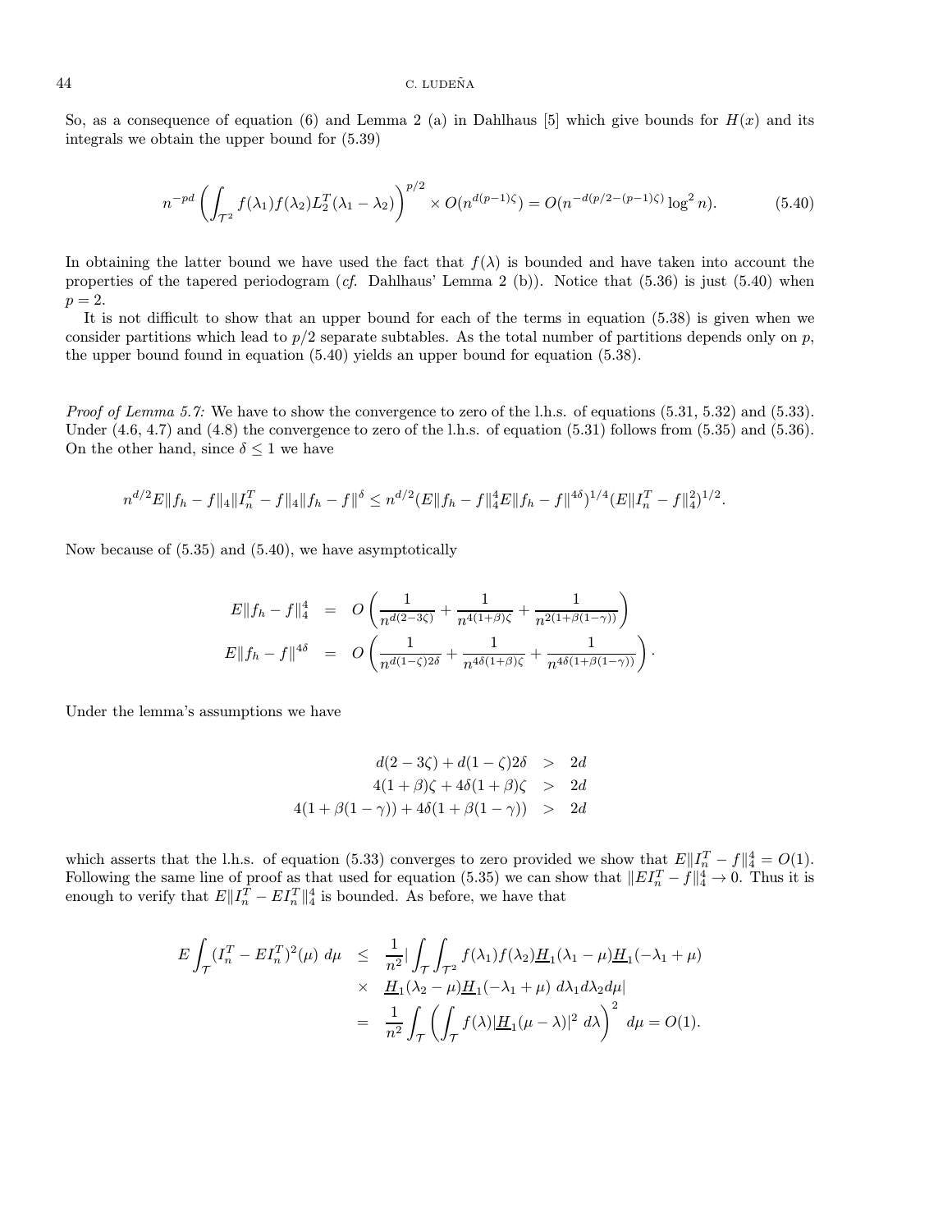So, as a consequence of equation (6) and Lemma 2 (a) in Dahlhaus [5] which give bounds for $H(x)$ and its integrals we obtain the upper bound for (5.39)

$$
n^{-pd}\left(\int_{\mathcal{T}^2} f(\lambda_1)f(\lambda_2)L_2^T(\lambda_1-\lambda_2)\right)^{p/2}\times O(n^{d(p-1)\zeta}) = O(n^{-d(p/2-(p-1)\zeta)}\log^2 n). \tag{5.40}
$$

In obtaining the latter bound we have used the fact that $f(\lambda)$ is bounded and have taken into account the properties of the tapered periodogram (*cf.* Dahlhaus' Lemma 2 (b)). Notice that (5.36) is just (5.40) when $p = 2$.

It is not difficult to show that an upper bound for each of the terms in equation (5.38) is given when we consider partitions which lead to $p/2$ separate subtables. As the total number of partitions depends only on $p$, the upper bound found in equation (5.40) yields an upper bound for equation (5.38).

*Proof of Lemma 5.7:* We have to show the convergence to zero of the l.h.s. of equations (5.31, 5.32) and (5.33). Under (4.6, 4.7) and (4.8) the convergence to zero of the l.h.s. of equation (5.31) follows from (5.35) and (5.36). On the other hand, since $\delta \leq 1$ we have

$$
n^{d/2}E\|f_h - f\|_4\|I_n^T - f\|_4\|f_h - f\|^\delta \leq n^{d/2}(E\|f_h - f\|_4^4 E\|f_h - f\|^{4\delta})^{1/4}(E\|I_n^T - f\|_4^2)^{1/2}.
$$

Now because of (5.35) and (5.40), we have asymptotically

$$
\begin{aligned}
E\|f_h - f\|_4^4 &= O\left(\frac{1}{n^{d(2-3\zeta)}} + \frac{1}{n^{4(1+\beta)\zeta}} + \frac{1}{n^{2(1+\beta(1-\gamma))}}\right)\\
E\|f_h - f\|^{4\delta} &= O\left(\frac{1}{n^{d(1-\zeta)2\delta}} + \frac{1}{n^{4\delta(1+\beta)\zeta}} + \frac{1}{n^{4\delta(1+\beta(1-\gamma))}}\right).
\end{aligned}
$$

Under the lemma's assumptions we have

$$
\begin{aligned}
d(2-3\zeta) + d(1-\zeta)2\delta &> 2d\\
4(1+\beta)\zeta + 4\delta(1+\beta)\zeta &> 2d\\
4(1+\beta(1-\gamma)) + 4\delta(1+\beta(1-\gamma)) &> 2d
\end{aligned}
$$

which asserts that the l.h.s. of equation (5.33) converges to zero provided we show that $E\|I_n^T - f\|_4^4 = O(1)$. Following the same line of proof as that used for equation (5.35) we can show that $\|EI_n^T - f\|_4^4 \to 0$. Thus it is enough to verify that $E\|I_n^T - EI_n^T\|_4^4$ is bounded. As before, we have that

$$
\begin{aligned}
E\int_{\mathcal{T}}(I_n^T - EI_n^T)^2(\mu)\, d\mu &\leq \frac{1}{n^2}\Big|\int_{\mathcal{T}}\int_{\mathcal{T}^2} f(\lambda_1)f(\lambda_2)\underline{H}_1(\lambda_1-\mu)\underline{H}_1(-\lambda_1+\mu)\\
&\quad\times\ \underline{H}_1(\lambda_2-\mu)\underline{H}_1(-\lambda_1+\mu)\, d\lambda_1 d\lambda_2 d\mu\Big|\\
&= \frac{1}{n^2}\int_{\mathcal{T}}\left(\int_{\mathcal{T}} f(\lambda)|\underline{H}_1(\mu-\lambda)|^2\, d\lambda\right)^2 d\mu = O(1).
\end{aligned}
$$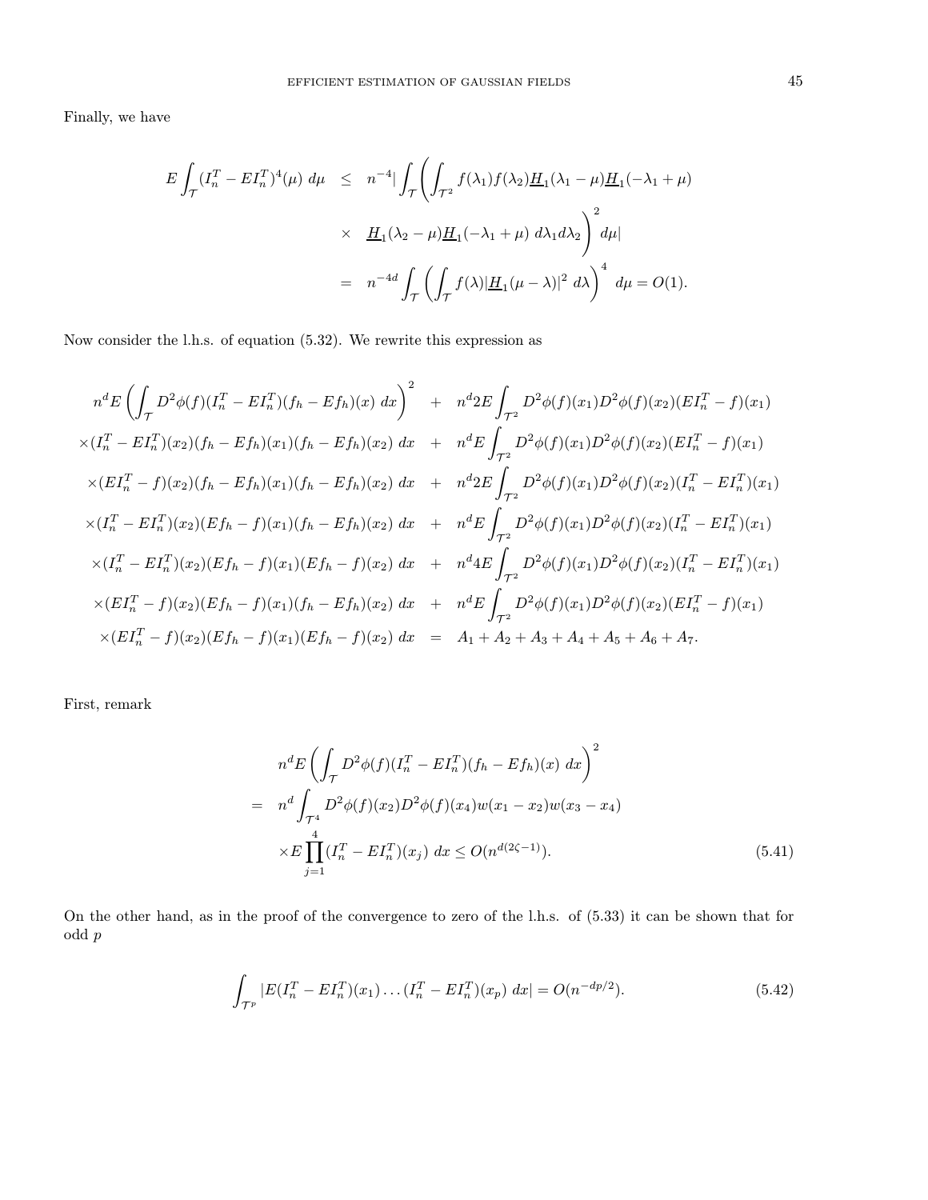Finally, we have

$$
\begin{aligned}
E\int_{\mathcal{T}}(I_n^T - EI_n^T)^4(\mu)\ d\mu &\leq n^{-4}\Big|\int_{\mathcal{T}}\Bigg(\int_{\mathcal{T}^2} f(\lambda_1)f(\lambda_2)\underline{H}_1(\lambda_1-\mu)\underline{H}_1(-\lambda_1+\mu) \\
&\quad\times\ \underline{H}_1(\lambda_2-\mu)\underline{H}_1(-\lambda_1+\mu)\ d\lambda_1 d\lambda_2\Bigg)^2 d\mu\Big| \\
&= n^{-4d}\int_{\mathcal{T}}\left(\int_{\mathcal{T}} f(\lambda)|\underline{H}_1(\mu-\lambda)|^2\ d\lambda\right)^4\ d\mu = O(1).
\end{aligned}
$$

Now consider the l.h.s. of equation (5.32). We rewrite this expression as

$$
\begin{aligned}
& n^d E\left(\int_{\mathcal{T}} D^2\phi(f)(I_n^T - EI_n^T)(f_h - Ef_h)(x)\ dx\right)^2 + n^d 2E\int_{\mathcal{T}^2} D^2\phi(f)(x_1)D^2\phi(f)(x_2)(EI_n^T - f)(x_1) \\
&\times(I_n^T - EI_n^T)(x_2)(f_h - Ef_h)(x_1)(f_h - Ef_h)(x_2)\ dx + n^d E\int_{\mathcal{T}^2} D^2\phi(f)(x_1)D^2\phi(f)(x_2)(EI_n^T - f)(x_1) \\
&\times(EI_n^T - f)(x_2)(f_h - Ef_h)(x_1)(f_h - Ef_h)(x_2)\ dx + n^d 2E\int_{\mathcal{T}^2} D^2\phi(f)(x_1)D^2\phi(f)(x_2)(I_n^T - EI_n^T)(x_1) \\
&\times(I_n^T - EI_n^T)(x_2)(Ef_h - f)(x_1)(f_h - Ef_h)(x_2)\ dx + n^d E\int_{\mathcal{T}^2} D^2\phi(f)(x_1)D^2\phi(f)(x_2)(I_n^T - EI_n^T)(x_1) \\
&\times(I_n^T - EI_n^T)(x_2)(Ef_h - f)(x_1)(Ef_h - f)(x_2)\ dx + n^d 4E\int_{\mathcal{T}^2} D^2\phi(f)(x_1)D^2\phi(f)(x_2)(I_n^T - EI_n^T)(x_1) \\
&\times(EI_n^T - f)(x_2)(Ef_h - f)(x_1)(f_h - Ef_h)(x_2)\ dx + n^d E\int_{\mathcal{T}^2} D^2\phi(f)(x_1)D^2\phi(f)(x_2)(EI_n^T - f)(x_1) \\
&\times(EI_n^T - f)(x_2)(Ef_h - f)(x_1)(Ef_h - f)(x_2)\ dx = A_1 + A_2 + A_3 + A_4 + A_5 + A_6 + A_7.
\end{aligned}
$$

First, remark

$$
\begin{aligned}
& n^d E\left(\int_{\mathcal{T}} D^2\phi(f)(I_n^T - EI_n^T)(f_h - Ef_h)(x)\ dx\right)^2 \\
=\ & n^d\int_{\mathcal{T}^4} D^2\phi(f)(x_2)D^2\phi(f)(x_4)w(x_1-x_2)w(x_3-x_4) \\
& \times E\prod_{j=1}^4 (I_n^T - EI_n^T)(x_j)\ dx \leq O(n^{d(2\zeta-1)}). \qquad (5.41)
\end{aligned}
$$

On the other hand, as in the proof of the convergence to zero of the l.h.s. of (5.33) it can be shown that for odd $p$

$$
\int_{\mathcal{T}^p} |E(I_n^T - EI_n^T)(x_1)\ldots(I_n^T - EI_n^T)(x_p)\ dx| = O(n^{-dp/2}). \qquad (5.42)
$$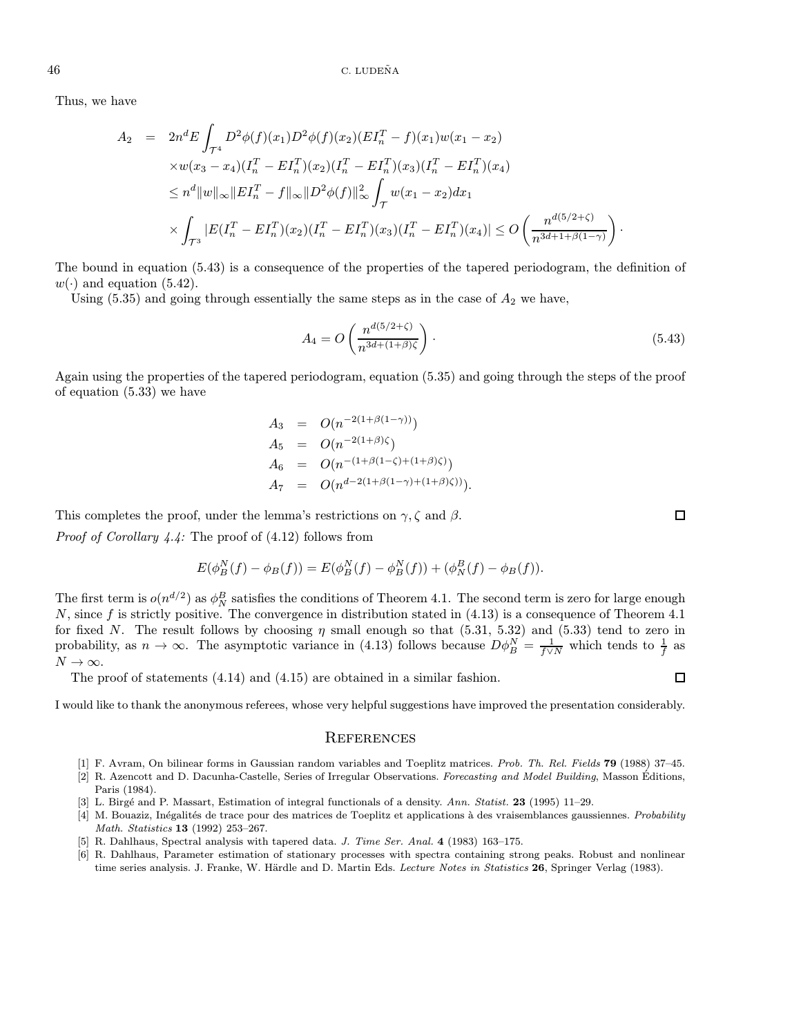Thus, we have

$$
\begin{aligned}
A_2 &= 2n^d E \int_{\mathcal{T}^4} D^2\phi(f)(x_1) D^2\phi(f)(x_2)(EI_n^T - f)(x_1) w(x_1 - x_2) \\
&\quad \times w(x_3 - x_4)(I_n^T - EI_n^T)(x_2)(I_n^T - EI_n^T)(x_3)(I_n^T - EI_n^T)(x_4) \\
&\leq n^d \|w\|_\infty \|EI_n^T - f\|_\infty \|D^2\phi(f)\|_\infty^2 \int_{\mathcal{T}} w(x_1 - x_2) dx_1 \\
&\quad \times \int_{\mathcal{T}^3} |E(I_n^T - EI_n^T)(x_2)(I_n^T - EI_n^T)(x_3)(I_n^T - EI_n^T)(x_4)| \leq O\left(\frac{n^{d(5/2+\zeta)}}{n^{3d+1+\beta(1-\gamma)}}\right).
\end{aligned}
$$

The bound in equation (5.43) is a consequence of the properties of the tapered periodogram, the definition of $w(\cdot)$ and equation (5.42).

Using (5.35) and going through essentially the same steps as in the case of $A_2$ we have,

$$
A_4 = O\left(\frac{n^{d(5/2+\zeta)}}{n^{3d+(1+\beta)\zeta}}\right). \tag{5.43}
$$

Again using the properties of the tapered periodogram, equation (5.35) and going through the steps of the proof of equation (5.33) we have

$$
\begin{aligned}
A_3 &= O(n^{-2(1+\beta(1-\gamma))}) \\
A_5 &= O(n^{-2(1+\beta)\zeta}) \\
A_6 &= O(n^{-(1+\beta(1-\zeta)+(1+\beta)\zeta)}) \\
A_7 &= O(n^{d-2(1+\beta(1-\gamma)+(1+\beta)\zeta))}).
\end{aligned}
$$

This completes the proof, under the lemma's restrictions on $\gamma, \zeta$ and $\beta$. □

*Proof of Corollary 4.4:* The proof of (4.12) follows from

$$
E(\phi_B^N(f) - \phi_B(f)) = E(\phi_B^N(f) - \phi_N^B(f)) + (\phi_N^B(f) - \phi_B(f)).
$$

The first term is $o(n^{d/2})$ as $\phi_N^B$ satisfies the conditions of Theorem 4.1. The second term is zero for large enough $N$, since $f$ is strictly positive. The convergence in distribution stated in (4.13) is a consequence of Theorem 4.1 for fixed $N$. The result follows by choosing $\eta$ small enough so that (5.31, 5.32) and (5.33) tend to zero in probability, as $n \to \infty$. The asymptotic variance in (4.13) follows because $D\phi_B^N = \frac{1}{f \vee N}$ which tends to $\frac{1}{f}$ as $N \to \infty$.

The proof of statements (4.14) and (4.15) are obtained in a similar fashion. □

I would like to thank the anonymous referees, whose very helpful suggestions have improved the presentation considerably.

## References

[1] F. Avram, On bilinear forms in Gaussian random variables and Toeplitz matrices. *Prob. Th. Rel. Fields* **79** (1988) 37–45.

[2] R. Azencott and D. Dacunha-Castelle, Series of Irregular Observations. *Forecasting and Model Building*, Masson Éditions, Paris (1984).

[3] L. Birgé and P. Massart, Estimation of integral functionals of a density. *Ann. Statist.* **23** (1995) 11–29.

[4] M. Bouaziz, Inégalités de trace pour des matrices de Toeplitz et applications à des vraisemblances gaussiennes. *Probability Math. Statistics* **13** (1992) 253–267.

[5] R. Dahlhaus, Spectral analysis with tapered data. *J. Time Ser. Anal.* **4** (1983) 163–175.

[6] R. Dahlhaus, Parameter estimation of stationary processes with spectra containing strong peaks. Robust and nonlinear time series analysis. J. Franke, W. Härdle and D. Martin Eds. *Lecture Notes in Statistics* **26**, Springer Verlag (1983).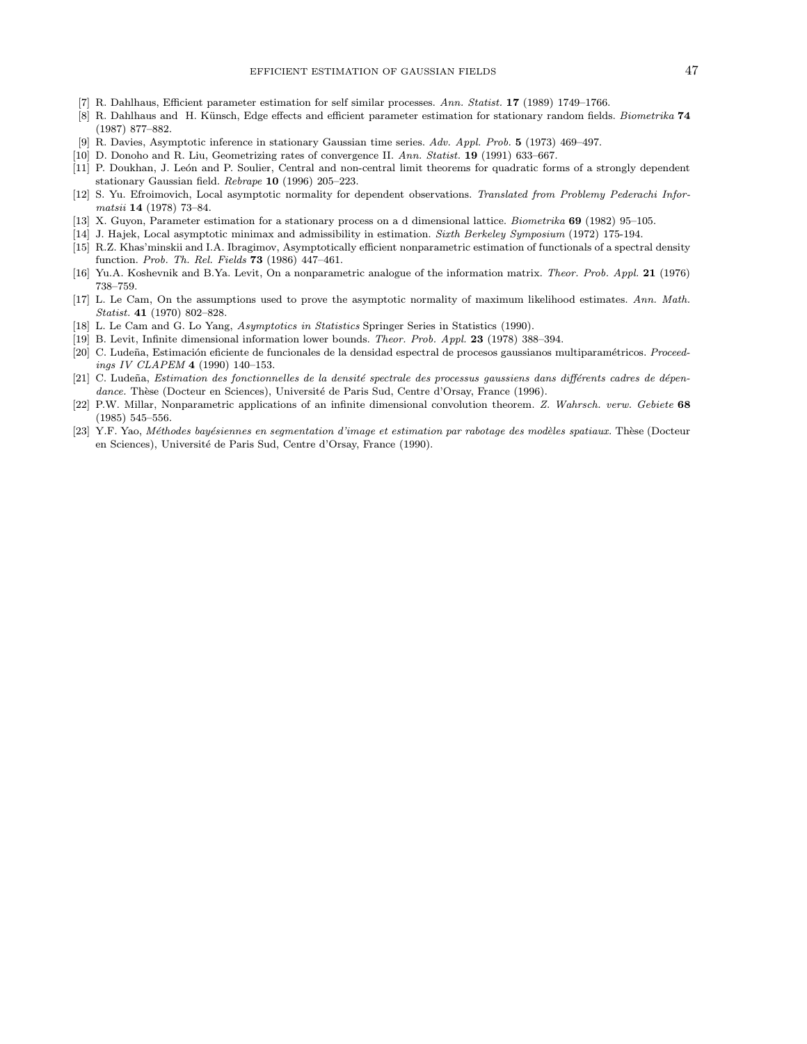[7] R. Dahlhaus, Efficient parameter estimation for self similar processes. *Ann. Statist.* **17** (1989) 1749–1766.

[8] R. Dahlhaus and H. Künsch, Edge effects and efficient parameter estimation for stationary random fields. *Biometrika* **74** (1987) 877–882.

[9] R. Davies, Asymptotic inference in stationary Gaussian time series. *Adv. Appl. Prob.* **5** (1973) 469–497.

[10] D. Donoho and R. Liu, Geometrizing rates of convergence II. *Ann. Statist.* **19** (1991) 633–667.

[11] P. Doukhan, J. León and P. Soulier, Central and non-central limit theorems for quadratic forms of a strongly dependent stationary Gaussian field. *Rebrape* **10** (1996) 205–223.

[12] S. Yu. Efroimovich, Local asymptotic normality for dependent observations. *Translated from Problemy Pederachi Informatsii* **14** (1978) 73–84.

[13] X. Guyon, Parameter estimation for a stationary process on a d dimensional lattice. *Biometrika* **69** (1982) 95–105.

[14] J. Hajek, Local asymptotic minimax and admissibility in estimation. *Sixth Berkeley Symposium* (1972) 175-194.

[15] R.Z. Khas'minskii and I.A. Ibragimov, Asymptotically efficient nonparametric estimation of functionals of a spectral density function. *Prob. Th. Rel. Fields* **73** (1986) 447–461.

[16] Yu.A. Koshevnik and B.Ya. Levit, On a nonparametric analogue of the information matrix. *Theor. Prob. Appl.* **21** (1976) 738–759.

[17] L. Le Cam, On the assumptions used to prove the asymptotic normality of maximum likelihood estimates. *Ann. Math. Statist.* **41** (1970) 802–828.

[18] L. Le Cam and G. Lo Yang, *Asymptotics in Statistics* Springer Series in Statistics (1990).

[19] B. Levit, Infinite dimensional information lower bounds. *Theor. Prob. Appl.* **23** (1978) 388–394.

[20] C. Ludeña, Estimación eficiente de funcionales de la densidad espectral de procesos gaussianos multiparamétricos. *Proceedings IV CLAPEM* **4** (1990) 140–153.

[21] C. Ludeña, *Estimation des fonctionnelles de la densité spectrale des processus gaussiens dans différents cadres de dépendance.* Thèse (Docteur en Sciences), Université de Paris Sud, Centre d'Orsay, France (1996).

[22] P.W. Millar, Nonparametric applications of an infinite dimensional convolution theorem. *Z. Wahrsch. verw. Gebiete* **68** (1985) 545–556.

[23] Y.F. Yao, *Méthodes bayésiennes en segmentation d'image et estimation par rabotage des modèles spatiaux.* Thèse (Docteur en Sciences), Université de Paris Sud, Centre d'Orsay, France (1990).